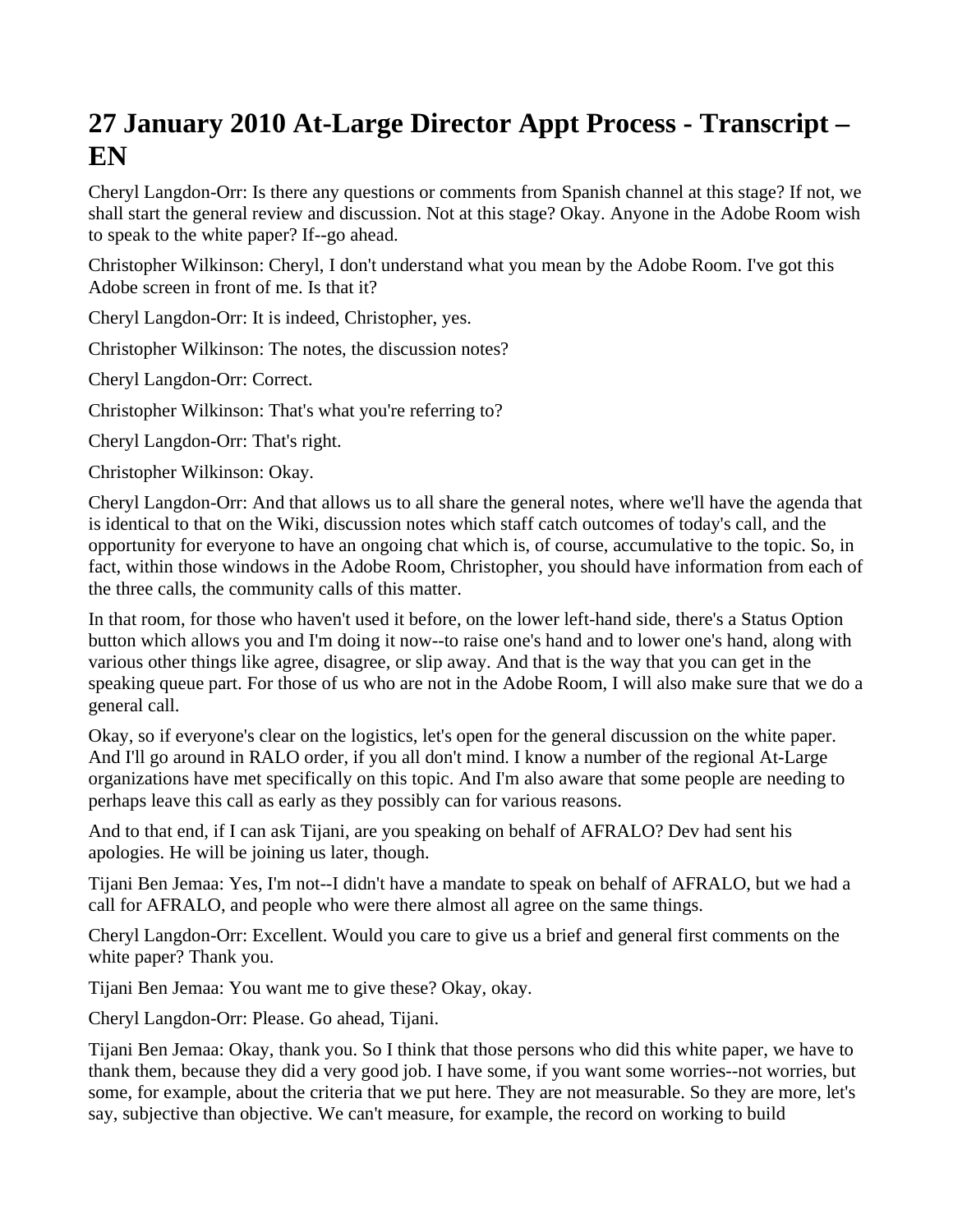# 27 January 2010 At-Large Director Appt Process - Transcript – EN

Cheryl Langdon-Orr: Is there any questions or comments from Spanish channel at this stage? If not, we shall start the general review and discussion. Not at this stage? Okay. Anyone in the Adobe Room wish to speak to the white paper? If--go ahead.

Christopher Wilkinson: Cheryl, I don't understand what you mean by the Adobe Room. I've got this Adobe screen in front of me. Is that it?

Cheryl Langdon-Orr: It is indeed, Christopher, yes.

Christopher Wilkinson: The notes, the discussion notes?

Cheryl Langdon-Orr: Correct.

Christopher Wilkinson: That's what you're referring to?

Cheryl Langdon-Orr: That's right.

Christopher Wilkinson: Okay.

Cheryl Langdon-Orr: And that allows us to all share the general notes, where we'll have the agenda that is identical to that on the Wiki, discussion notes which staff catch outcomes of today's call, and the opportunity for everyone to have an ongoing chat which is, of course, accumulative to the topic. So, in fact, within those windows in the Adobe Room, Christopher, you should have information from each of the three calls, the community calls of this matter.

In that room, for those who haven't used it before, on the lower left-hand side, there's a Status Option button which allows you and I'm doing it now--to raise one's hand and to lower one's hand, along with various other things like agree, disagree, or slip away. And that is the way that you can get in the speaking queue part. For those of us who are not in the Adobe Room, I will also make sure that we do a general call.

Okay, so if everyone's clear on the logistics, let's open for the general discussion on the white paper. And I'll go around in RALO order, if you all don't mind. I know a number of the regional At-Large organizations have met specifically on this topic. And I'm also aware that some people are needing to perhaps leave this call as early as they possibly can for various reasons.

And to that end, if I can ask Tijani, are you speaking on behalf of AFRALO? Dev had sent his apologies. He will be joining us later, though.

Tijani Ben Jemaa: Yes, I'm not--I didn't have a mandate to speak on behalf of AFRALO, but we had a call for AFRALO, and people who were there almost all agree on the same things.

Cheryl Langdon-Orr: Excellent. Would you care to give us a brief and general first comments on the white paper? Thank you.

Tijani Ben Jemaa: You want me to give these? Okay, okay.

Cheryl Langdon-Orr: Please. Go ahead, Tijani.

Tijani Ben Jemaa: Okay, thank you. So I think that those persons who did this white paper, we have to thank them, because they did a very good job. I have some, if you want some worries--not worries, but some, for example, about the criteria that we put here. They are not measurable. So they are more, let's say, subjective than objective. We can't measure, for example, the record on working to build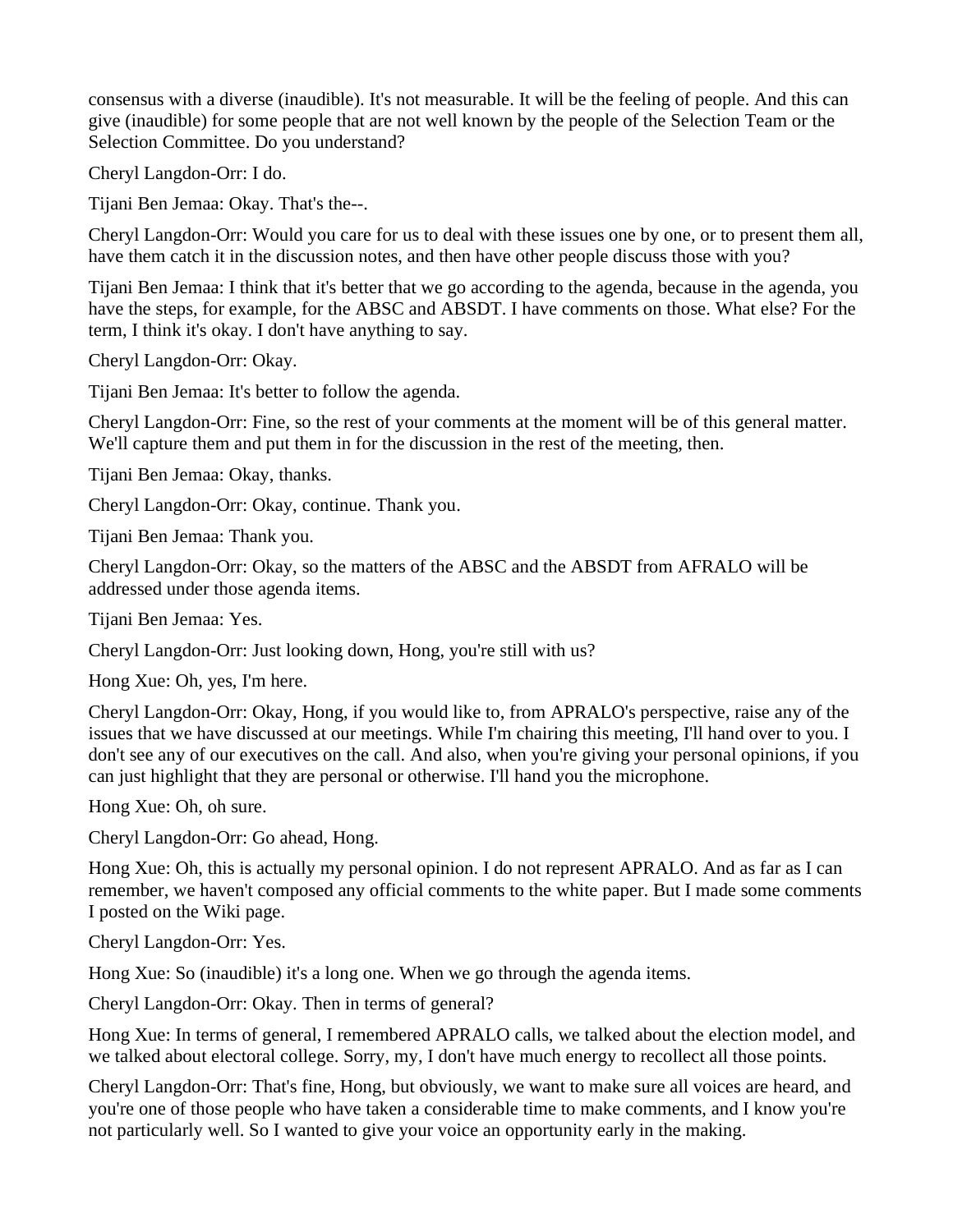consensus with a diverse (inaudible). It's not measurable. It will be the feeling of people. And this can give (inaudible) for some people that are not well known by the people of the Selection Team or the Selection Committee. Do you understand?

Cheryl Langdon-Orr: I do.

Tijani Ben Jemaa: Okay. That's the--.

Cheryl Langdon-Orr: Would you care for us to deal with these issues one by one, or to present them all, have them catch it in the discussion notes, and then have other people discuss those with you?

Tijani Ben Jemaa: I think that it's better that we go according to the agenda, because in the agenda, you have the steps, for example, for the ABSC and ABSDT. I have comments on those. What else? For the term, I think it's okay. I don't have anything to say.

Cheryl Langdon-Orr: Okay.

Tijani Ben Jemaa: It's better to follow the agenda.

Cheryl Langdon-Orr: Fine, so the rest of your comments at the moment will be of this general matter. We'll capture them and put them in for the discussion in the rest of the meeting, then.

Tijani Ben Jemaa: Okay, thanks.

Cheryl Langdon-Orr: Okay, continue. Thank you.

Tijani Ben Jemaa: Thank you.

Cheryl Langdon-Orr: Okay, so the matters of the ABSC and the ABSDT from AFRALO will be addressed under those agenda items.

Tijani Ben Jemaa: Yes.

Cheryl Langdon-Orr: Just looking down, Hong, you're still with us?

Hong Xue: Oh, yes, I'm here.

Cheryl Langdon-Orr: Okay, Hong, if you would like to, from APRALO's perspective, raise any of the issues that we have discussed at our meetings. While I'm chairing this meeting, I'll hand over to you. I don't see any of our executives on the call. And also, when you're giving your personal opinions, if you can just highlight that they are personal or otherwise. I'll hand you the microphone.

Hong Xue: Oh, oh sure.

Cheryl Langdon-Orr: Go ahead, Hong.

Hong Xue: Oh, this is actually my personal opinion. I do not represent APRALO. And as far as I can remember, we haven't composed any official comments to the white paper. But I made some comments I posted on the Wiki page.

Cheryl Langdon-Orr: Yes.

Hong Xue: So (inaudible) it's a long one. When we go through the agenda items.

Cheryl Langdon-Orr: Okay. Then in terms of general?

Hong Xue: In terms of general, I remembered APRALO calls, we talked about the election model, and we talked about electoral college. Sorry, my, I don't have much energy to recollect all those points.

Cheryl Langdon-Orr: That's fine, Hong, but obviously, we want to make sure all voices are heard, and you're one of those people who have taken a considerable time to make comments, and I know you're not particularly well. So I wanted to give your voice an opportunity early in the making.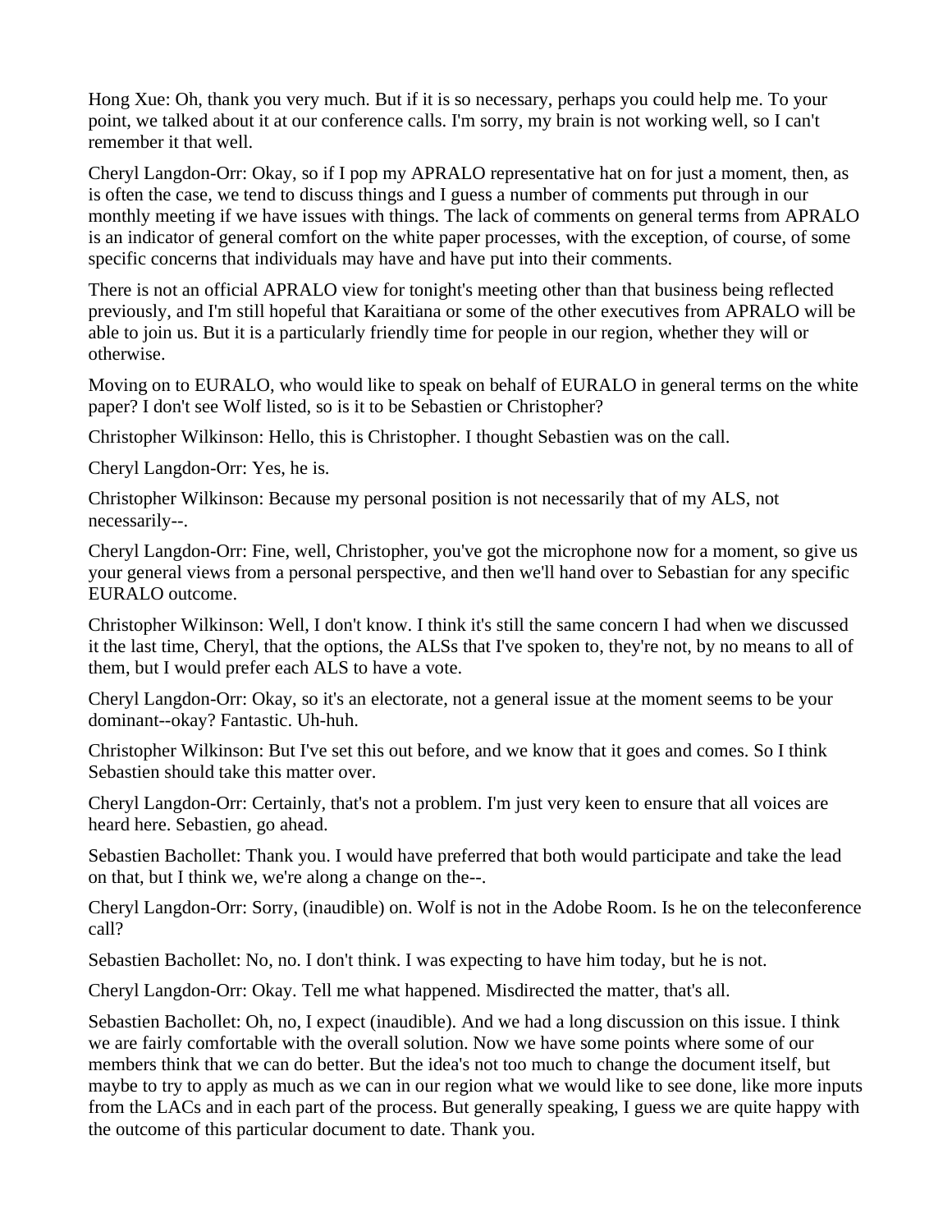Hong Xue: Oh, thank you very much. But if it is so necessary, perhaps you could help me. To your point, we talked about it at our conference calls. I'm sorry, my brain is not working well, so I can't remember it that well.

Cheryl Langdon-Orr: Okay, so if I pop my APRALO representative hat on for just a moment, then, as is often the case, we tend to discuss things and I guess a number of comments put through in our monthly meeting if we have issues with things. The lack of comments on general terms from APRALO is an indicator of general comfort on the white paper processes, with the exception, of course, of some specific concerns that individuals may have and have put into their comments.

There is not an official APRALO view for tonight's meeting other than that business being reflected previously, and I'm still hopeful that Karaitiana or some of the other executives from APRALO will be able to join us. But it is a particularly friendly time for people in our region, whether they will or otherwise.

Moving on to EURALO, who would like to speak on behalf of EURALO in general terms on the white paper? I don't see Wolf listed, so is it to be Sebastien or Christopher?

Christopher Wilkinson: Hello, this is Christopher. I thought Sebastien was on the call.

Cheryl Langdon-Orr: Yes, he is.

Christopher Wilkinson: Because my personal position is not necessarily that of my ALS, not necessarily--.

Cheryl Langdon-Orr: Fine, well, Christopher, you've got the microphone now for a moment, so give us your general views from a personal perspective, and then we'll hand over to Sebastian for any specific EURALO outcome.

Christopher Wilkinson: Well, I don't know. I think it's still the same concern I had when we discussed it the last time, Cheryl, that the options, the ALSs that I've spoken to, they're not, by no means to all of them, but I would prefer each ALS to have a vote.

Cheryl Langdon-Orr: Okay, so it's an electorate, not a general issue at the moment seems to be your dominant--okay? Fantastic. Uh-huh.

Christopher Wilkinson: But I've set this out before, and we know that it goes and comes. So I think Sebastien should take this matter over.

Cheryl Langdon-Orr: Certainly, that's not a problem. I'm just very keen to ensure that all voices are heard here. Sebastien, go ahead.

Sebastien Bachollet: Thank you. I would have preferred that both would participate and take the lead on that, but I think we, we're along a change on the--.

Cheryl Langdon-Orr: Sorry, (inaudible) on. Wolf is not in the Adobe Room. Is he on the teleconference call?

Sebastien Bachollet: No, no. I don't think. I was expecting to have him today, but he is not.

Cheryl Langdon-Orr: Okay. Tell me what happened. Misdirected the matter, that's all.

Sebastien Bachollet: Oh, no, I expect (inaudible). And we had a long discussion on this issue. I think we are fairly comfortable with the overall solution. Now we have some points where some of our members think that we can do better. But the idea's not too much to change the document itself, but maybe to try to apply as much as we can in our region what we would like to see done, like more inputs from the LACs and in each part of the process. But generally speaking, I guess we are quite happy with the outcome of this particular document to date. Thank you.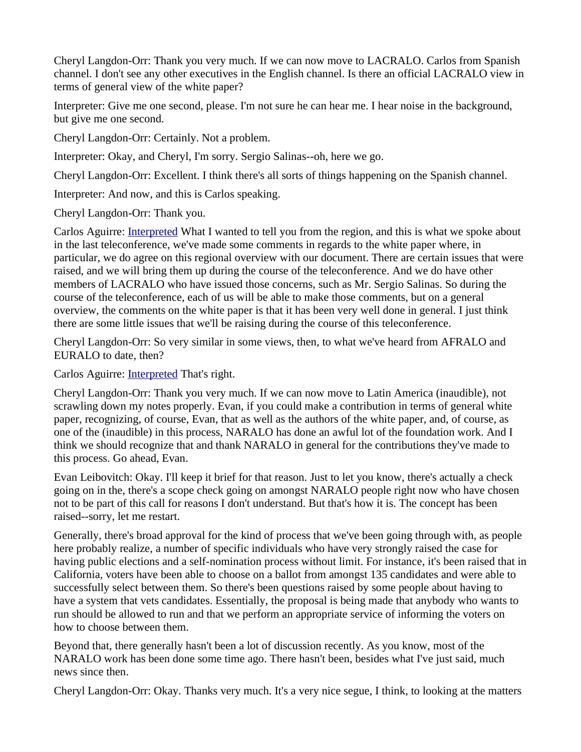Cheryl Langdon-Orr: Thank you very much. If we can now move to LACRALO. Carlos from Spanish channel. I don't see any other executives in the English channel. Is there an official LACRALO view in terms of general view of the white paper?

Interpreter: Give me one second, please. I'm not sure he can hear me. I hear noise in the background, but give me one second.

Cheryl Langdon-Orr: Certainly. Not a problem.

Interpreter: Okay, and Cheryl, I'm sorry. Sergio Salinas--oh, here we go.

Cheryl Langdon-Orr: Excellent. I think there's all sorts of things happening on the Spanish channel.

Interpreter: And now, and this is Carlos speaking.

Cheryl Langdon-Orr: Thank you.

Carlos Aguirre: [Interpreted] What I wanted to tell you from the region, and this is what we spoke about in the last teleconference, we've made some comments in regards to the white paper where, in particular, we do agree on this regional overview with our document. There are certain issues that were raised, and we will bring them up during the course of the teleconference. And we do have other members of LACRALO who have issued those concerns, such as Mr. Sergio Salinas. So during the course of the teleconference, each of us will be able to make those comments, but on a general overview, the comments on the white paper is that it has been very well done in general. I just think there are some little issues that we'll be raising during the course of this teleconference.

Cheryl Langdon-Orr: So very similar in some views, then, to what we've heard from AFRALO and EURALO to date, then?

Carlos Aguirre: [Interpreted] That's right.

Cheryl Langdon-Orr: Thank you very much. If we can now move to Latin America (inaudible), not scrawling down my notes properly. Evan, if you could make a contribution in terms of general white paper, recognizing, of course, Evan, that as well as the authors of the white paper, and, of course, as one of the (inaudible) in this process, NARALO has done an awful lot of the foundation work. And I think we should recognize that and thank NARALO in general for the contributions they've made to this process. Go ahead, Evan.

Evan Leibovitch: Okay. I'll keep it brief for that reason. Just to let you know, there's actually a check going on in the, there's a scope check going on amongst NARALO people right now who have chosen not to be part of this call for reasons I don't understand. But that's how it is. The concept has been raised--sorry, let me restart.

Generally, there's broad approval for the kind of process that we've been going through with, as people here probably realize, a number of specific individuals who have very strongly raised the case for having public elections and a self-nomination process without limit. For instance, it's been raised that in California, voters have been able to choose on a ballot from amongst 135 candidates and were able to successfully select between them. So there's been questions raised by some people about having to have a system that vets candidates. Essentially, the proposal is being made that anybody who wants to run should be allowed to run and that we perform an appropriate service of informing the voters on how to choose between them.

Beyond that, there generally hasn't been a lot of discussion recently. As you know, most of the NARALO work has been done some time ago. There hasn't been, besides what I've just said, much news since then.

Cheryl Langdon-Orr: Okay. Thanks very much. It's a very nice segue, I think, to looking at the matters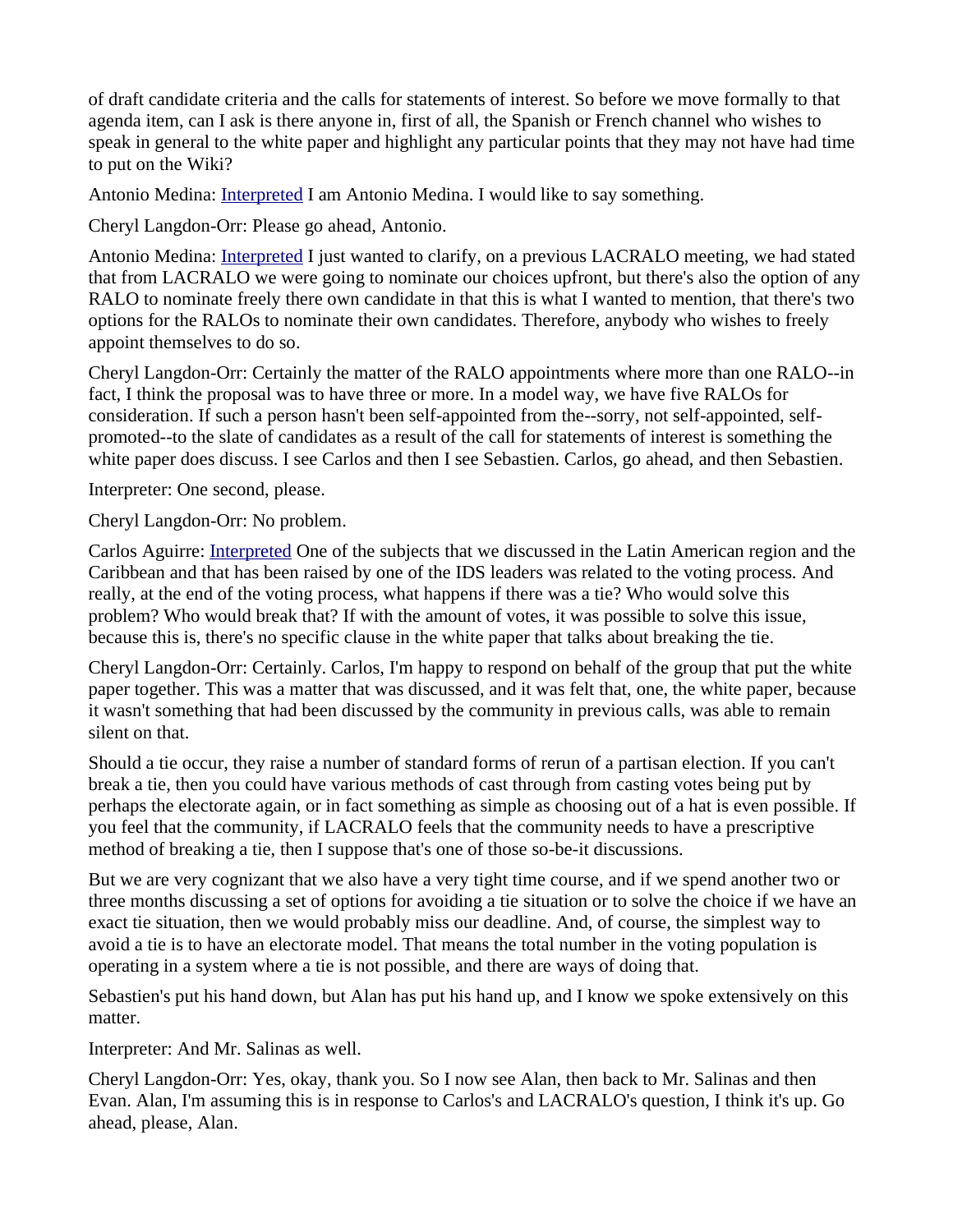of draft candidate criteria and the calls for statements of interest. So before we move formally to that agenda item, can I ask is there anyone in, first of all, the Spanish or French channel who wishes to speak in general to the white paper and highlight any particular points that they may not have had time to put on the Wiki?

Antonio Medina: [Interpreted] I am Antonio Medina. I would like to say something.

Cheryl Langdon-Orr: Please go ahead, Antonio.

Antonio Medina: [Interpreted] I just wanted to clarify, on a previous LACRALO meeting, we had stated that from LACRALO we were going to nominate our choices upfront, but there's also the option of any RALO to nominate freely there own candidate in that this is what I wanted to mention, that there's two options for the RALOs to nominate their own candidates. Therefore, anybody who wishes to freely appoint themselves to do so.

Cheryl Langdon-Orr: Certainly the matter of the RALO appointments where more than one RALO--in fact, I think the proposal was to have three or more. In a model way, we have five RALOs for consideration. If such a person hasn't been self-appointed from the--sorry, not self-appointed, self-promoted--to the slate of candidates as a result of the call for statements of interest is something the white paper does discuss. I see Carlos and then I see Sebastien. Carlos, go ahead, and then Sebastien.

Interpreter: One second, please.

Cheryl Langdon-Orr: No problem.

Carlos Aguirre: [Interpreted] One of the subjects that we discussed in the Latin American region and the Caribbean and that has been raised by one of the IDS leaders was related to the voting process. And really, at the end of the voting process, what happens if there was a tie? Who would solve this problem? Who would break that? If with the amount of votes, it was possible to solve this issue, because this is, there's no specific clause in the white paper that talks about breaking the tie.

Cheryl Langdon-Orr: Certainly. Carlos, I'm happy to respond on behalf of the group that put the white paper together. This was a matter that was discussed, and it was felt that, one, the white paper, because it wasn't something that had been discussed by the community in previous calls, was able to remain silent on that.

Should a tie occur, they raise a number of standard forms of rerun of a partisan election. If you can't break a tie, then you could have various methods of cast through from casting votes being put by perhaps the electorate again, or in fact something as simple as choosing out of a hat is even possible. If you feel that the community, if LACRALO feels that the community needs to have a prescriptive method of breaking a tie, then I suppose that's one of those so-be-it discussions.

But we are very cognizant that we also have a very tight time course, and if we spend another two or three months discussing a set of options for avoiding a tie situation or to solve the choice if we have an exact tie situation, then we would probably miss our deadline. And, of course, the simplest way to avoid a tie is to have an electorate model. That means the total number in the voting population is operating in a system where a tie is not possible, and there are ways of doing that.

Sebastien's put his hand down, but Alan has put his hand up, and I know we spoke extensively on this matter.

Interpreter: And Mr. Salinas as well.

Cheryl Langdon-Orr: Yes, okay, thank you. So I now see Alan, then back to Mr. Salinas and then Evan. Alan, I'm assuming this is in response to Carlos's and LACRALO's question, I think it's up. Go ahead, please, Alan.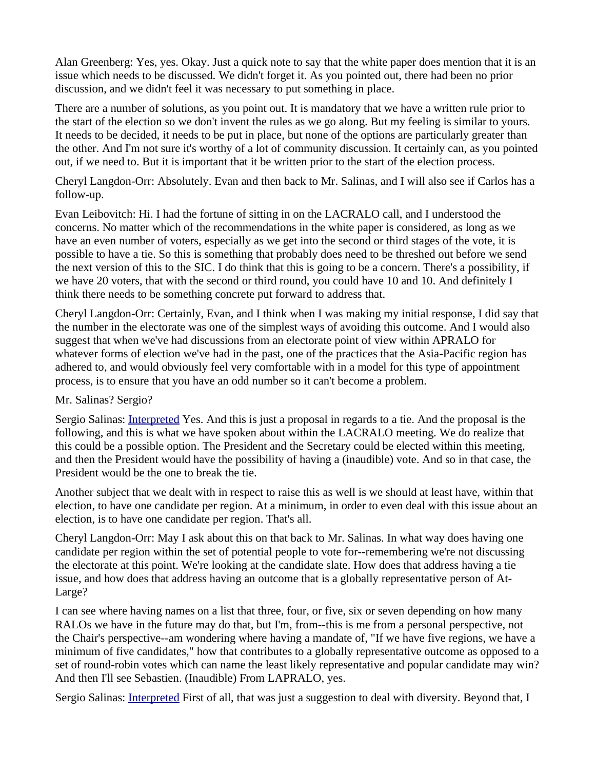Alan Greenberg: Yes, yes. Okay. Just a quick note to say that the white paper does mention that it is an issue which needs to be discussed. We didn't forget it. As you pointed out, there had been no prior discussion, and we didn't feel it was necessary to put something in place.

There are a number of solutions, as you point out. It is mandatory that we have a written rule prior to the start of the election so we don't invent the rules as we go along. But my feeling is similar to yours. It needs to be decided, it needs to be put in place, but none of the options are particularly greater than the other. And I'm not sure it's worthy of a lot of community discussion. It certainly can, as you pointed out, if we need to. But it is important that it be written prior to the start of the election process.

Cheryl Langdon-Orr: Absolutely. Evan and then back to Mr. Salinas, and I will also see if Carlos has a follow-up.

Evan Leibovitch: Hi. I had the fortune of sitting in on the LACRALO call, and I understood the concerns. No matter which of the recommendations in the white paper is considered, as long as we have an even number of voters, especially as we get into the second or third stages of the vote, it is possible to have a tie. So this is something that probably does need to be threshed out before we send the next version of this to the SIC. I do think that this is going to be a concern. There's a possibility, if we have 20 voters, that with the second or third round, you could have 10 and 10. And definitely I think there needs to be something concrete put forward to address that.

Cheryl Langdon-Orr: Certainly, Evan, and I think when I was making my initial response, I did say that the number in the electorate was one of the simplest ways of avoiding this outcome. And I would also suggest that when we've had discussions from an electorate point of view within APRALO for whatever forms of election we've had in the past, one of the practices that the Asia-Pacific region has adhered to, and would obviously feel very comfortable with in a model for this type of appointment process, is to ensure that you have an odd number so it can't become a problem.

Mr. Salinas? Sergio?

Sergio Salinas: [Interpreted] Yes. And this is just a proposal in regards to a tie. And the proposal is the following, and this is what we have spoken about within the LACRALO meeting. We do realize that this could be a possible option. The President and the Secretary could be elected within this meeting, and then the President would have the possibility of having a (inaudible) vote. And so in that case, the President would be the one to break the tie.

Another subject that we dealt with in respect to raise this as well is we should at least have, within that election, to have one candidate per region. At a minimum, in order to even deal with this issue about an election, is to have one candidate per region. That's all.

Cheryl Langdon-Orr: May I ask about this on that back to Mr. Salinas. In what way does having one candidate per region within the set of potential people to vote for--remembering we're not discussing the electorate at this point. We're looking at the candidate slate. How does that address having a tie issue, and how does that address having an outcome that is a globally representative person of At-Large?

I can see where having names on a list that three, four, or five, six or seven depending on how many RALOs we have in the future may do that, but I'm, from--this is me from a personal perspective, not the Chair's perspective--am wondering where having a mandate of, "If we have five regions, we have a minimum of five candidates," how that contributes to a globally representative outcome as opposed to a set of round-robin votes which can name the least likely representative and popular candidate may win? And then I'll see Sebastien. (Inaudible) From LAPRALO, yes.

Sergio Salinas: [Interpreted] First of all, that was just a suggestion to deal with diversity. Beyond that, I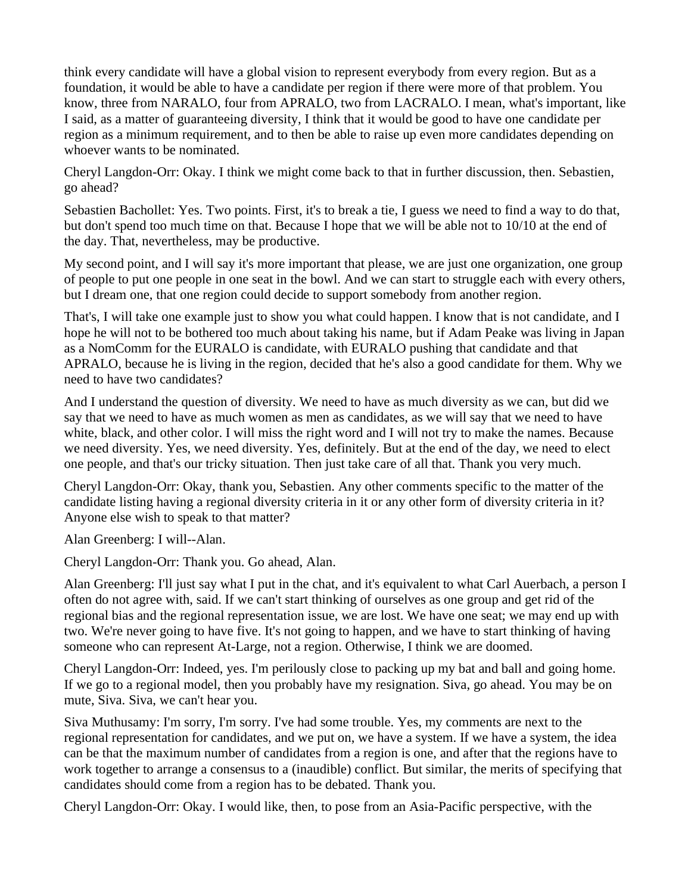think every candidate will have a global vision to represent everybody from every region. But as a foundation, it would be able to have a candidate per region if there were more of that problem. You know, three from NARALO, four from APRALO, two from LACRALO. I mean, what's important, like I said, as a matter of guaranteeing diversity, I think that it would be good to have one candidate per region as a minimum requirement, and to then be able to raise up even more candidates depending on whoever wants to be nominated.

Cheryl Langdon-Orr: Okay. I think we might come back to that in further discussion, then. Sebastien, go ahead?

Sebastien Bachollet: Yes. Two points. First, it's to break a tie, I guess we need to find a way to do that, but don't spend too much time on that. Because I hope that we will be able not to 10/10 at the end of the day. That, nevertheless, may be productive.

My second point, and I will say it's more important that please, we are just one organization, one group of people to put one people in one seat in the bowl. And we can start to struggle each with every others, but I dream one, that one region could decide to support somebody from another region.

That's, I will take one example just to show you what could happen. I know that is not candidate, and I hope he will not to be bothered too much about taking his name, but if Adam Peake was living in Japan as a NomComm for the EURALO is candidate, with EURALO pushing that candidate and that APRALO, because he is living in the region, decided that he's also a good candidate for them. Why we need to have two candidates?

And I understand the question of diversity. We need to have as much diversity as we can, but did we say that we need to have as much women as men as candidates, as we will say that we need to have white, black, and other color. I will miss the right word and I will not try to make the names. Because we need diversity. Yes, we need diversity. Yes, definitely. But at the end of the day, we need to elect one people, and that's our tricky situation. Then just take care of all that. Thank you very much.

Cheryl Langdon-Orr: Okay, thank you, Sebastien. Any other comments specific to the matter of the candidate listing having a regional diversity criteria in it or any other form of diversity criteria in it? Anyone else wish to speak to that matter?

Alan Greenberg: I will--Alan.

Cheryl Langdon-Orr: Thank you. Go ahead, Alan.

Alan Greenberg: I'll just say what I put in the chat, and it's equivalent to what Carl Auerbach, a person I often do not agree with, said. If we can't start thinking of ourselves as one group and get rid of the regional bias and the regional representation issue, we are lost. We have one seat; we may end up with two. We're never going to have five. It's not going to happen, and we have to start thinking of having someone who can represent At-Large, not a region. Otherwise, I think we are doomed.

Cheryl Langdon-Orr: Indeed, yes. I'm perilously close to packing up my bat and ball and going home. If we go to a regional model, then you probably have my resignation. Siva, go ahead. You may be on mute, Siva. Siva, we can't hear you.

Siva Muthusamy: I'm sorry, I'm sorry. I've had some trouble. Yes, my comments are next to the regional representation for candidates, and we put on, we have a system. If we have a system, the idea can be that the maximum number of candidates from a region is one, and after that the regions have to work together to arrange a consensus to a (inaudible) conflict. But similar, the merits of specifying that candidates should come from a region has to be debated. Thank you.

Cheryl Langdon-Orr: Okay. I would like, then, to pose from an Asia-Pacific perspective, with the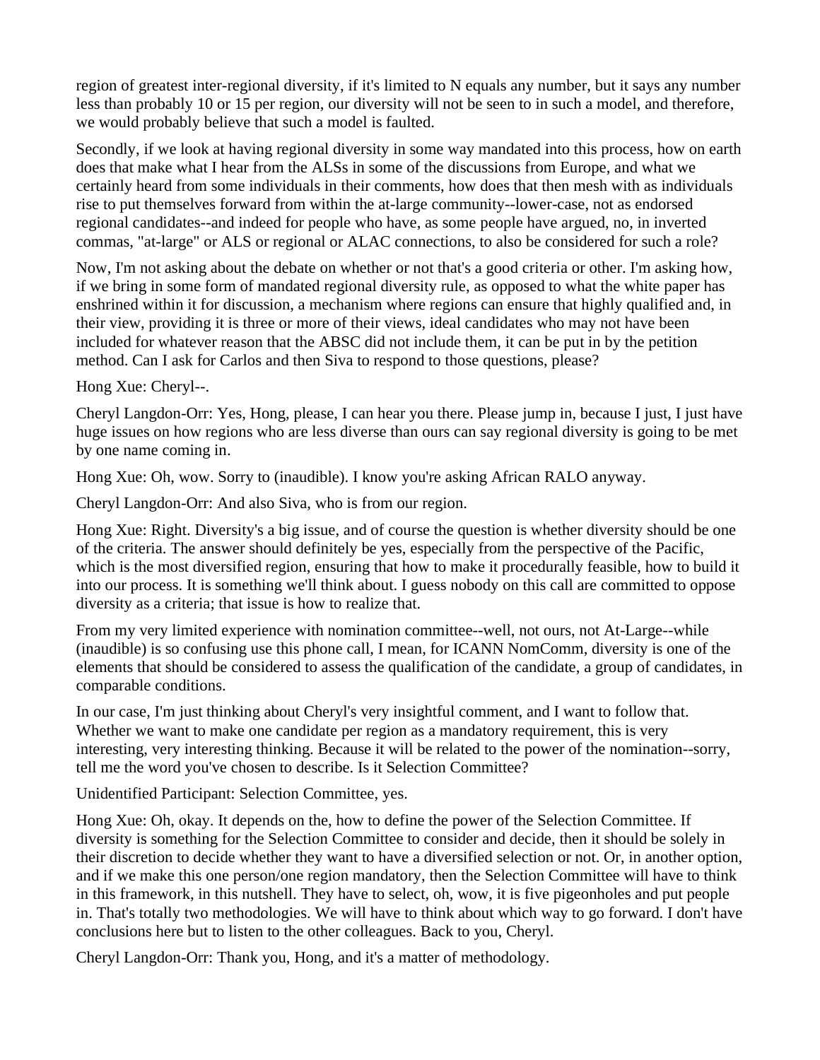region of greatest inter-regional diversity, if it's limited to N equals any number, but it says any number less than probably 10 or 15 per region, our diversity will not be seen to in such a model, and therefore, we would probably believe that such a model is faulted.

Secondly, if we look at having regional diversity in some way mandated into this process, how on earth does that make what I hear from the ALSs in some of the discussions from Europe, and what we certainly heard from some individuals in their comments, how does that then mesh with as individuals rise to put themselves forward from within the at-large community--lower-case, not as endorsed regional candidates--and indeed for people who have, as some people have argued, no, in inverted commas, "at-large" or ALS or regional or ALAC connections, to also be considered for such a role?

Now, I'm not asking about the debate on whether or not that's a good criteria or other. I'm asking how, if we bring in some form of mandated regional diversity rule, as opposed to what the white paper has enshrined within it for discussion, a mechanism where regions can ensure that highly qualified and, in their view, providing it is three or more of their views, ideal candidates who may not have been included for whatever reason that the ABSC did not include them, it can be put in by the petition method. Can I ask for Carlos and then Siva to respond to those questions, please?

Hong Xue: Cheryl--.

Cheryl Langdon-Orr: Yes, Hong, please, I can hear you there. Please jump in, because I just, I just have huge issues on how regions who are less diverse than ours can say regional diversity is going to be met by one name coming in.

Hong Xue: Oh, wow. Sorry to (inaudible). I know you're asking African RALO anyway.

Cheryl Langdon-Orr: And also Siva, who is from our region.

Hong Xue: Right. Diversity's a big issue, and of course the question is whether diversity should be one of the criteria. The answer should definitely be yes, especially from the perspective of the Pacific, which is the most diversified region, ensuring that how to make it procedurally feasible, how to build it into our process. It is something we'll think about. I guess nobody on this call are committed to oppose diversity as a criteria; that issue is how to realize that.

From my very limited experience with nomination committee--well, not ours, not At-Large--while (inaudible) is so confusing use this phone call, I mean, for ICANN NomComm, diversity is one of the elements that should be considered to assess the qualification of the candidate, a group of candidates, in comparable conditions.

In our case, I'm just thinking about Cheryl's very insightful comment, and I want to follow that. Whether we want to make one candidate per region as a mandatory requirement, this is very interesting, very interesting thinking. Because it will be related to the power of the nomination--sorry, tell me the word you've chosen to describe. Is it Selection Committee?

Unidentified Participant: Selection Committee, yes.

Hong Xue: Oh, okay. It depends on the, how to define the power of the Selection Committee. If diversity is something for the Selection Committee to consider and decide, then it should be solely in their discretion to decide whether they want to have a diversified selection or not. Or, in another option, and if we make this one person/one region mandatory, then the Selection Committee will have to think in this framework, in this nutshell. They have to select, oh, wow, it is five pigeonholes and put people in. That's totally two methodologies. We will have to think about which way to go forward. I don't have conclusions here but to listen to the other colleagues. Back to you, Cheryl.

Cheryl Langdon-Orr: Thank you, Hong, and it's a matter of methodology.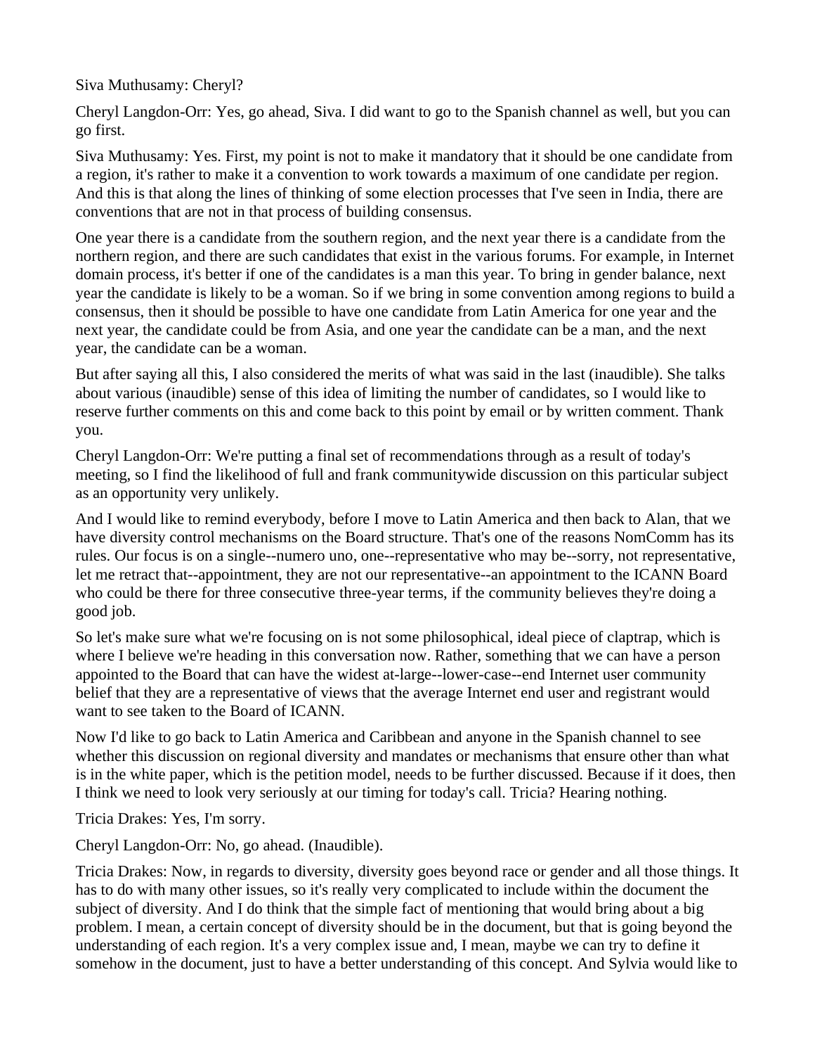Siva Muthusamy: Cheryl?

Cheryl Langdon-Orr: Yes, go ahead, Siva. I did want to go to the Spanish channel as well, but you can go first.

Siva Muthusamy: Yes. First, my point is not to make it mandatory that it should be one candidate from a region, it's rather to make it a convention to work towards a maximum of one candidate per region. And this is that along the lines of thinking of some election processes that I've seen in India, there are conventions that are not in that process of building consensus.

One year there is a candidate from the southern region, and the next year there is a candidate from the northern region, and there are such candidates that exist in the various forums. For example, in Internet domain process, it's better if one of the candidates is a man this year. To bring in gender balance, next year the candidate is likely to be a woman. So if we bring in some convention among regions to build a consensus, then it should be possible to have one candidate from Latin America for one year and the next year, the candidate could be from Asia, and one year the candidate can be a man, and the next year, the candidate can be a woman.

But after saying all this, I also considered the merits of what was said in the last (inaudible). She talks about various (inaudible) sense of this idea of limiting the number of candidates, so I would like to reserve further comments on this and come back to this point by email or by written comment. Thank you.

Cheryl Langdon-Orr: We're putting a final set of recommendations through as a result of today's meeting, so I find the likelihood of full and frank communitywide discussion on this particular subject as an opportunity very unlikely.

And I would like to remind everybody, before I move to Latin America and then back to Alan, that we have diversity control mechanisms on the Board structure. That's one of the reasons NomComm has its rules. Our focus is on a single--numero uno, one--representative who may be--sorry, not representative, let me retract that--appointment, they are not our representative--an appointment to the ICANN Board who could be there for three consecutive three-year terms, if the community believes they're doing a good job.

So let's make sure what we're focusing on is not some philosophical, ideal piece of claptrap, which is where I believe we're heading in this conversation now. Rather, something that we can have a person appointed to the Board that can have the widest at-large--lower-case--end Internet user community belief that they are a representative of views that the average Internet end user and registrant would want to see taken to the Board of ICANN.

Now I'd like to go back to Latin America and Caribbean and anyone in the Spanish channel to see whether this discussion on regional diversity and mandates or mechanisms that ensure other than what is in the white paper, which is the petition model, needs to be further discussed. Because if it does, then I think we need to look very seriously at our timing for today's call. Tricia? Hearing nothing.

Tricia Drakes: Yes, I'm sorry.

Cheryl Langdon-Orr: No, go ahead. (Inaudible).

Tricia Drakes: Now, in regards to diversity, diversity goes beyond race or gender and all those things. It has to do with many other issues, so it's really very complicated to include within the document the subject of diversity. And I do think that the simple fact of mentioning that would bring about a big problem. I mean, a certain concept of diversity should be in the document, but that is going beyond the understanding of each region. It's a very complex issue and, I mean, maybe we can try to define it somehow in the document, just to have a better understanding of this concept. And Sylvia would like to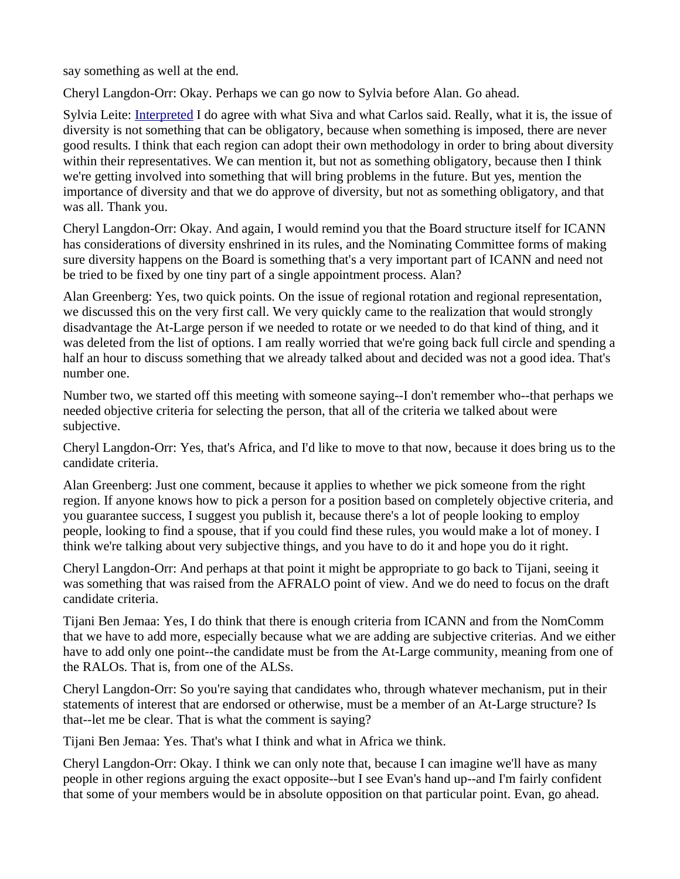say something as well at the end.

Cheryl Langdon-Orr: Okay. Perhaps we can go now to Sylvia before Alan. Go ahead.

Sylvia Leite: [Interpreted] I do agree with what Siva and what Carlos said. Really, what it is, the issue of diversity is not something that can be obligatory, because when something is imposed, there are never good results. I think that each region can adopt their own methodology in order to bring about diversity within their representatives. We can mention it, but not as something obligatory, because then I think we're getting involved into something that will bring problems in the future. But yes, mention the importance of diversity and that we do approve of diversity, but not as something obligatory, and that was all. Thank you.

Cheryl Langdon-Orr: Okay. And again, I would remind you that the Board structure itself for ICANN has considerations of diversity enshrined in its rules, and the Nominating Committee forms of making sure diversity happens on the Board is something that's a very important part of ICANN and need not be tried to be fixed by one tiny part of a single appointment process. Alan?

Alan Greenberg: Yes, two quick points. On the issue of regional rotation and regional representation, we discussed this on the very first call. We very quickly came to the realization that would strongly disadvantage the At-Large person if we needed to rotate or we needed to do that kind of thing, and it was deleted from the list of options. I am really worried that we're going back full circle and spending a half an hour to discuss something that we already talked about and decided was not a good idea. That's number one.

Number two, we started off this meeting with someone saying--I don't remember who--that perhaps we needed objective criteria for selecting the person, that all of the criteria we talked about were subjective.

Cheryl Langdon-Orr: Yes, that's Africa, and I'd like to move to that now, because it does bring us to the candidate criteria.

Alan Greenberg: Just one comment, because it applies to whether we pick someone from the right region. If anyone knows how to pick a person for a position based on completely objective criteria, and you guarantee success, I suggest you publish it, because there's a lot of people looking to employ people, looking to find a spouse, that if you could find these rules, you would make a lot of money. I think we're talking about very subjective things, and you have to do it and hope you do it right.

Cheryl Langdon-Orr: And perhaps at that point it might be appropriate to go back to Tijani, seeing it was something that was raised from the AFRALO point of view. And we do need to focus on the draft candidate criteria.

Tijani Ben Jemaa: Yes, I do think that there is enough criteria from ICANN and from the NomComm that we have to add more, especially because what we are adding are subjective criterias. And we either have to add only one point--the candidate must be from the At-Large community, meaning from one of the RALOs. That is, from one of the ALSs.

Cheryl Langdon-Orr: So you're saying that candidates who, through whatever mechanism, put in their statements of interest that are endorsed or otherwise, must be a member of an At-Large structure? Is that--let me be clear. That is what the comment is saying?

Tijani Ben Jemaa: Yes. That's what I think and what in Africa we think.

Cheryl Langdon-Orr: Okay. I think we can only note that, because I can imagine we'll have as many people in other regions arguing the exact opposite--but I see Evan's hand up--and I'm fairly confident that some of your members would be in absolute opposition on that particular point. Evan, go ahead.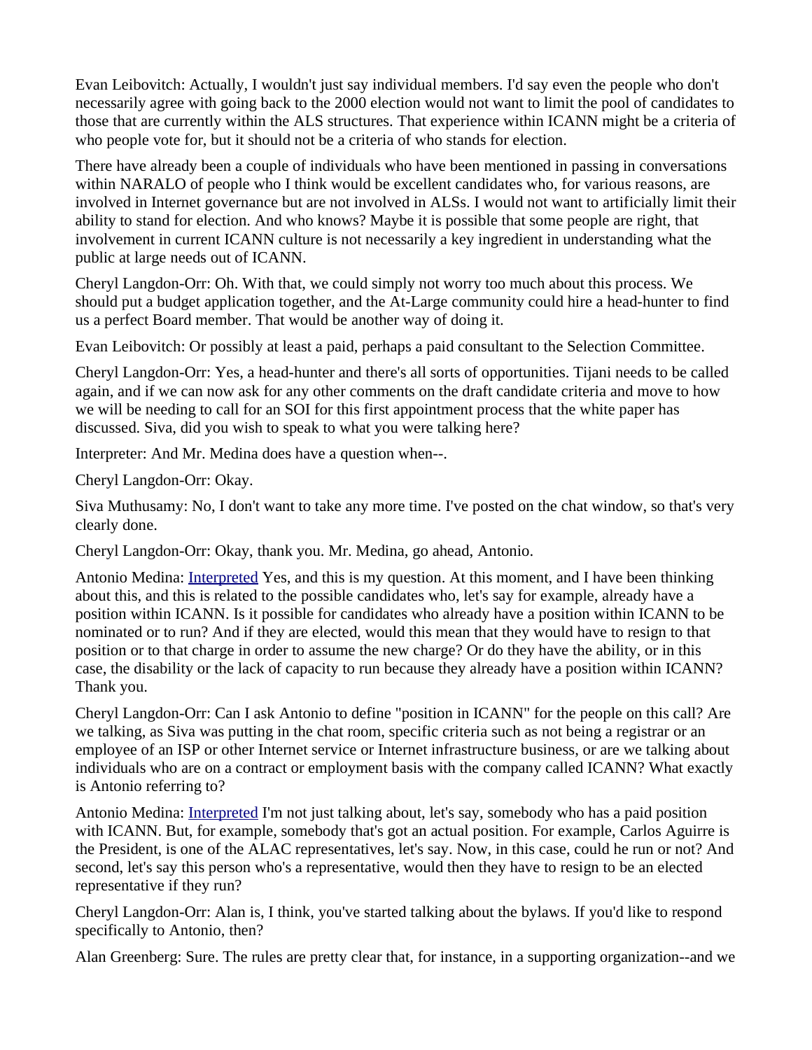Evan Leibovitch: Actually, I wouldn't just say individual members. I'd say even the people who don't necessarily agree with going back to the 2000 election would not want to limit the pool of candidates to those that are currently within the ALS structures. That experience within ICANN might be a criteria of who people vote for, but it should not be a criteria of who stands for election.

There have already been a couple of individuals who have been mentioned in passing in conversations within NARALO of people who I think would be excellent candidates who, for various reasons, are involved in Internet governance but are not involved in ALSs. I would not want to artificially limit their ability to stand for election. And who knows? Maybe it is possible that some people are right, that involvement in current ICANN culture is not necessarily a key ingredient in understanding what the public at large needs out of ICANN.

Cheryl Langdon-Orr: Oh. With that, we could simply not worry too much about this process. We should put a budget application together, and the At-Large community could hire a head-hunter to find us a perfect Board member. That would be another way of doing it.

Evan Leibovitch: Or possibly at least a paid, perhaps a paid consultant to the Selection Committee.

Cheryl Langdon-Orr: Yes, a head-hunter and there's all sorts of opportunities. Tijani needs to be called again, and if we can now ask for any other comments on the draft candidate criteria and move to how we will be needing to call for an SOI for this first appointment process that the white paper has discussed. Siva, did you wish to speak to what you were talking here?

Interpreter: And Mr. Medina does have a question when--.

Cheryl Langdon-Orr: Okay.

Siva Muthusamy: No, I don't want to take any more time. I've posted on the chat window, so that's very clearly done.

Cheryl Langdon-Orr: Okay, thank you. Mr. Medina, go ahead, Antonio.

Antonio Medina: Interpreted Yes, and this is my question. At this moment, and I have been thinking about this, and this is related to the possible candidates who, let's say for example, already have a position within ICANN. Is it possible for candidates who already have a position within ICANN to be nominated or to run? And if they are elected, would this mean that they would have to resign to that position or to that charge in order to assume the new charge? Or do they have the ability, or in this case, the disability or the lack of capacity to run because they already have a position within ICANN? Thank you.

Cheryl Langdon-Orr: Can I ask Antonio to define "position in ICANN" for the people on this call? Are we talking, as Siva was putting in the chat room, specific criteria such as not being a registrar or an employee of an ISP or other Internet service or Internet infrastructure business, or are we talking about individuals who are on a contract or employment basis with the company called ICANN? What exactly is Antonio referring to?

Antonio Medina: Interpreted I'm not just talking about, let's say, somebody who has a paid position with ICANN. But, for example, somebody that's got an actual position. For example, Carlos Aguirre is the President, is one of the ALAC representatives, let's say. Now, in this case, could he run or not? And second, let's say this person who's a representative, would then they have to resign to be an elected representative if they run?

Cheryl Langdon-Orr: Alan is, I think, you've started talking about the bylaws. If you'd like to respond specifically to Antonio, then?

Alan Greenberg: Sure. The rules are pretty clear that, for instance, in a supporting organization--and we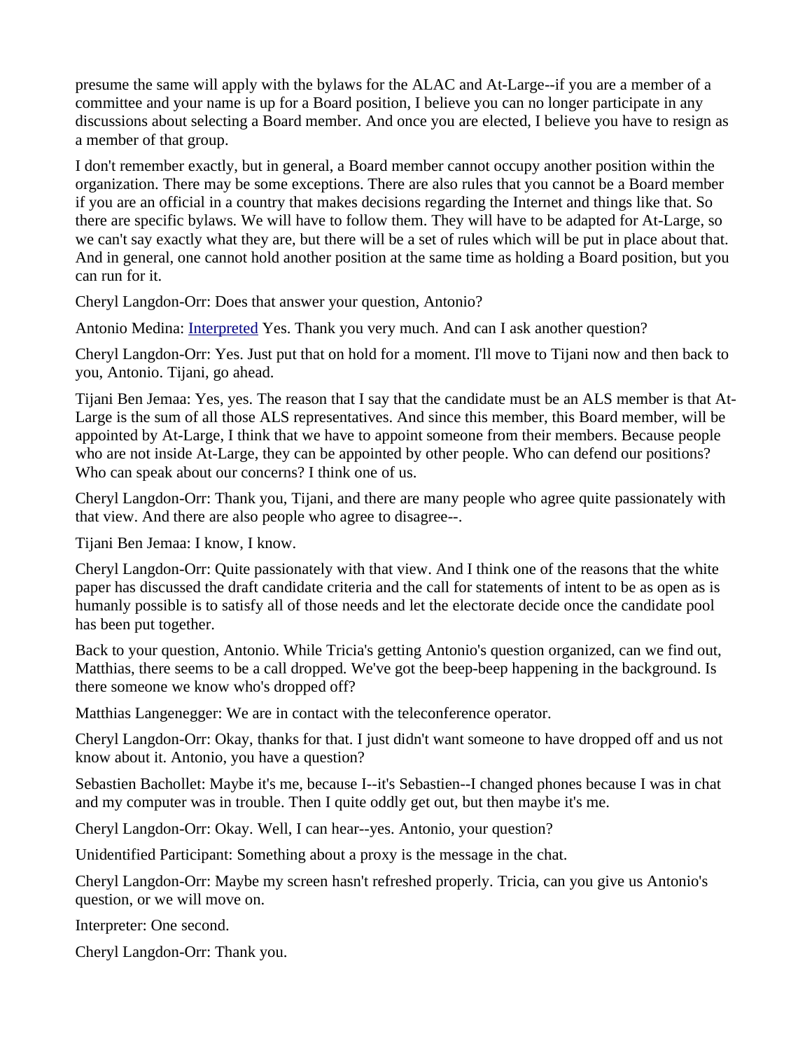presume the same will apply with the bylaws for the ALAC and At-Large--if you are a member of a committee and your name is up for a Board position, I believe you can no longer participate in any discussions about selecting a Board member. And once you are elected, I believe you have to resign as a member of that group.

I don't remember exactly, but in general, a Board member cannot occupy another position within the organization. There may be some exceptions. There are also rules that you cannot be a Board member if you are an official in a country that makes decisions regarding the Internet and things like that. So there are specific bylaws. We will have to follow them. They will have to be adapted for At-Large, so we can't say exactly what they are, but there will be a set of rules which will be put in place about that. And in general, one cannot hold another position at the same time as holding a Board position, but you can run for it.

Cheryl Langdon-Orr: Does that answer your question, Antonio?

Antonio Medina: Interpreted Yes. Thank you very much. And can I ask another question?

Cheryl Langdon-Orr: Yes. Just put that on hold for a moment. I'll move to Tijani now and then back to you, Antonio. Tijani, go ahead.

Tijani Ben Jemaa: Yes, yes. The reason that I say that the candidate must be an ALS member is that At-Large is the sum of all those ALS representatives. And since this member, this Board member, will be appointed by At-Large, I think that we have to appoint someone from their members. Because people who are not inside At-Large, they can be appointed by other people. Who can defend our positions? Who can speak about our concerns? I think one of us.

Cheryl Langdon-Orr: Thank you, Tijani, and there are many people who agree quite passionately with that view. And there are also people who agree to disagree--.

Tijani Ben Jemaa: I know, I know.

Cheryl Langdon-Orr: Quite passionately with that view. And I think one of the reasons that the white paper has discussed the draft candidate criteria and the call for statements of intent to be as open as is humanly possible is to satisfy all of those needs and let the electorate decide once the candidate pool has been put together.

Back to your question, Antonio. While Tricia's getting Antonio's question organized, can we find out, Matthias, there seems to be a call dropped. We've got the beep-beep happening in the background. Is there someone we know who's dropped off?

Matthias Langenegger: We are in contact with the teleconference operator.

Cheryl Langdon-Orr: Okay, thanks for that. I just didn't want someone to have dropped off and us not know about it. Antonio, you have a question?

Sebastien Bachollet: Maybe it's me, because I--it's Sebastien--I changed phones because I was in chat and my computer was in trouble. Then I quite oddly get out, but then maybe it's me.

Cheryl Langdon-Orr: Okay. Well, I can hear--yes. Antonio, your question?

Unidentified Participant: Something about a proxy is the message in the chat.

Cheryl Langdon-Orr: Maybe my screen hasn't refreshed properly. Tricia, can you give us Antonio's question, or we will move on.

Interpreter: One second.

Cheryl Langdon-Orr: Thank you.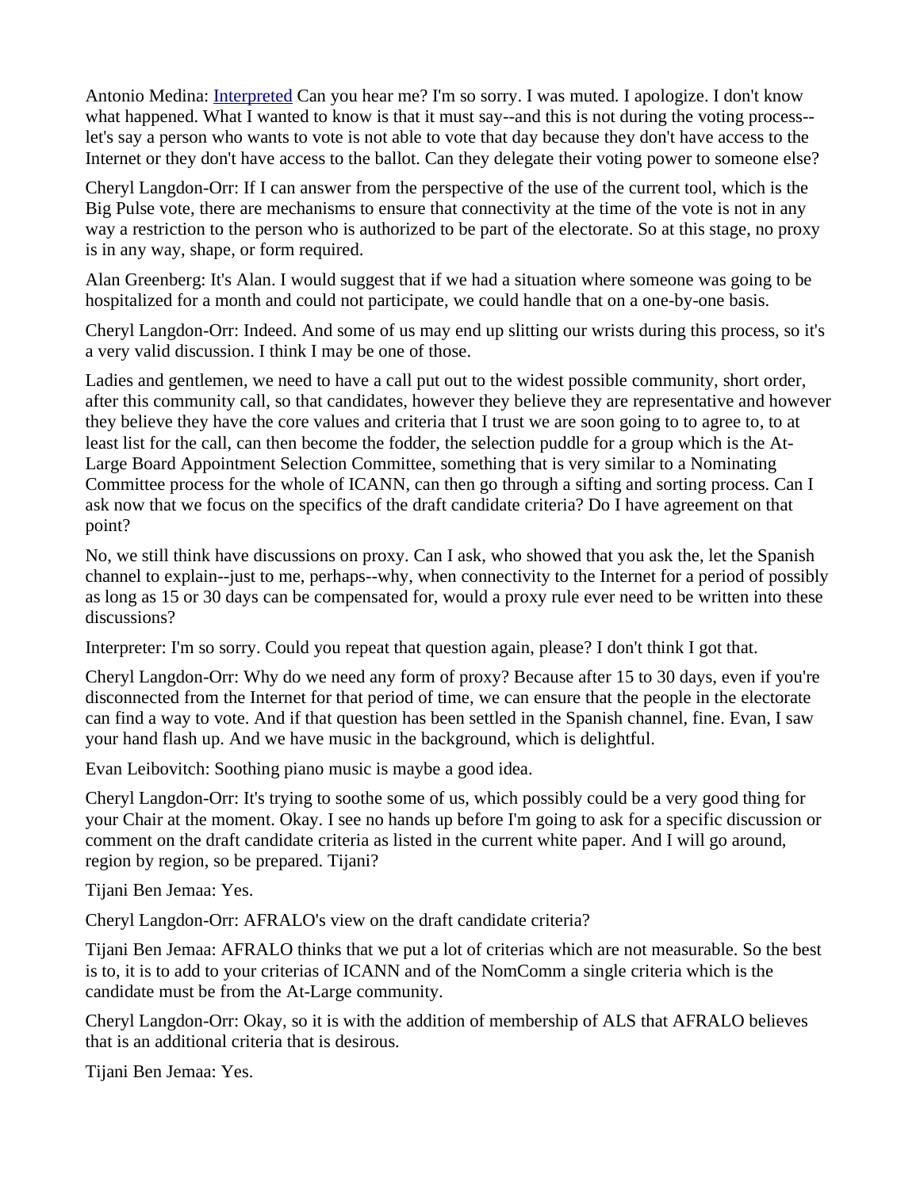Antonio Medina: [Interpreted] Can you hear me? I'm so sorry. I was muted. I apologize. I don't know what happened. What I wanted to know is that it must say--and this is not during the voting process--let's say a person who wants to vote is not able to vote that day because they don't have access to the Internet or they don't have access to the ballot. Can they delegate their voting power to someone else?

Cheryl Langdon-Orr: If I can answer from the perspective of the use of the current tool, which is the Big Pulse vote, there are mechanisms to ensure that connectivity at the time of the vote is not in any way a restriction to the person who is authorized to be part of the electorate. So at this stage, no proxy is in any way, shape, or form required.

Alan Greenberg: It's Alan. I would suggest that if we had a situation where someone was going to be hospitalized for a month and could not participate, we could handle that on a one-by-one basis.

Cheryl Langdon-Orr: Indeed. And some of us may end up slitting our wrists during this process, so it's a very valid discussion. I think I may be one of those.

Ladies and gentlemen, we need to have a call put out to the widest possible community, short order, after this community call, so that candidates, however they believe they are representative and however they believe they have the core values and criteria that I trust we are soon going to to agree to, to at least list for the call, can then become the fodder, the selection puddle for a group which is the At-Large Board Appointment Selection Committee, something that is very similar to a Nominating Committee process for the whole of ICANN, can then go through a sifting and sorting process. Can I ask now that we focus on the specifics of the draft candidate criteria? Do I have agreement on that point?

No, we still think have discussions on proxy. Can I ask, who showed that you ask the, let the Spanish channel to explain--just to me, perhaps--why, when connectivity to the Internet for a period of possibly as long as 15 or 30 days can be compensated for, would a proxy rule ever need to be written into these discussions?

Interpreter: I'm so sorry. Could you repeat that question again, please? I don't think I got that.

Cheryl Langdon-Orr: Why do we need any form of proxy? Because after 15 to 30 days, even if you're disconnected from the Internet for that period of time, we can ensure that the people in the electorate can find a way to vote. And if that question has been settled in the Spanish channel, fine. Evan, I saw your hand flash up. And we have music in the background, which is delightful.

Evan Leibovitch: Soothing piano music is maybe a good idea.

Cheryl Langdon-Orr: It's trying to soothe some of us, which possibly could be a very good thing for your Chair at the moment. Okay. I see no hands up before I'm going to ask for a specific discussion or comment on the draft candidate criteria as listed in the current white paper. And I will go around, region by region, so be prepared. Tijani?

Tijani Ben Jemaa: Yes.

Cheryl Langdon-Orr: AFRALO's view on the draft candidate criteria?

Tijani Ben Jemaa: AFRALO thinks that we put a lot of criterias which are not measurable. So the best is to, it is to add to your criterias of ICANN and of the NomComm a single criteria which is the candidate must be from the At-Large community.

Cheryl Langdon-Orr: Okay, so it is with the addition of membership of ALS that AFRALO believes that is an additional criteria that is desirous.

Tijani Ben Jemaa: Yes.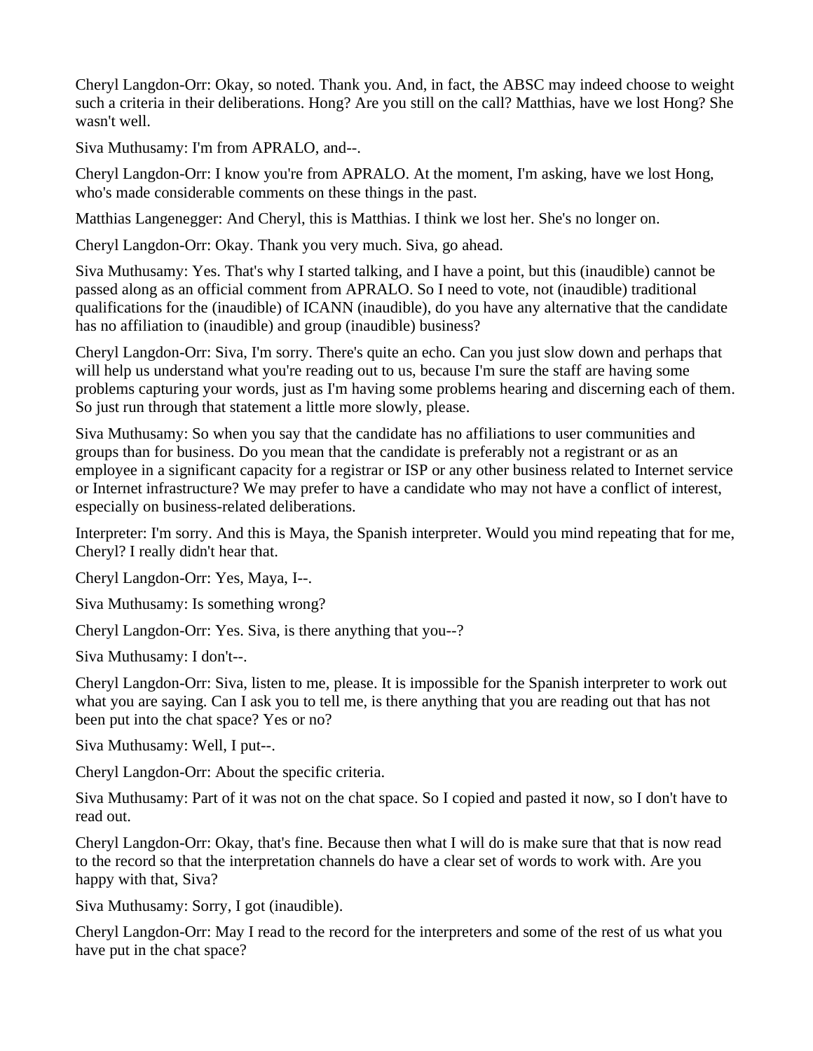Cheryl Langdon-Orr: Okay, so noted. Thank you. And, in fact, the ABSC may indeed choose to weight such a criteria in their deliberations. Hong? Are you still on the call? Matthias, have we lost Hong? She wasn't well.

Siva Muthusamy: I'm from APRALO, and--.

Cheryl Langdon-Orr: I know you're from APRALO. At the moment, I'm asking, have we lost Hong, who's made considerable comments on these things in the past.

Matthias Langenegger: And Cheryl, this is Matthias. I think we lost her. She's no longer on.

Cheryl Langdon-Orr: Okay. Thank you very much. Siva, go ahead.

Siva Muthusamy: Yes. That's why I started talking, and I have a point, but this (inaudible) cannot be passed along as an official comment from APRALO. So I need to vote, not (inaudible) traditional qualifications for the (inaudible) of ICANN (inaudible), do you have any alternative that the candidate has no affiliation to (inaudible) and group (inaudible) business?

Cheryl Langdon-Orr: Siva, I'm sorry. There's quite an echo. Can you just slow down and perhaps that will help us understand what you're reading out to us, because I'm sure the staff are having some problems capturing your words, just as I'm having some problems hearing and discerning each of them. So just run through that statement a little more slowly, please.

Siva Muthusamy: So when you say that the candidate has no affiliations to user communities and groups than for business. Do you mean that the candidate is preferably not a registrant or as an employee in a significant capacity for a registrar or ISP or any other business related to Internet service or Internet infrastructure? We may prefer to have a candidate who may not have a conflict of interest, especially on business-related deliberations.

Interpreter: I'm sorry. And this is Maya, the Spanish interpreter. Would you mind repeating that for me, Cheryl? I really didn't hear that.

Cheryl Langdon-Orr: Yes, Maya, I--.

Siva Muthusamy: Is something wrong?

Cheryl Langdon-Orr: Yes. Siva, is there anything that you--?

Siva Muthusamy: I don't--.

Cheryl Langdon-Orr: Siva, listen to me, please. It is impossible for the Spanish interpreter to work out what you are saying. Can I ask you to tell me, is there anything that you are reading out that has not been put into the chat space? Yes or no?

Siva Muthusamy: Well, I put--.

Cheryl Langdon-Orr: About the specific criteria.

Siva Muthusamy: Part of it was not on the chat space. So I copied and pasted it now, so I don't have to read out.

Cheryl Langdon-Orr: Okay, that's fine. Because then what I will do is make sure that that is now read to the record so that the interpretation channels do have a clear set of words to work with. Are you happy with that, Siva?

Siva Muthusamy: Sorry, I got (inaudible).

Cheryl Langdon-Orr: May I read to the record for the interpreters and some of the rest of us what you have put in the chat space?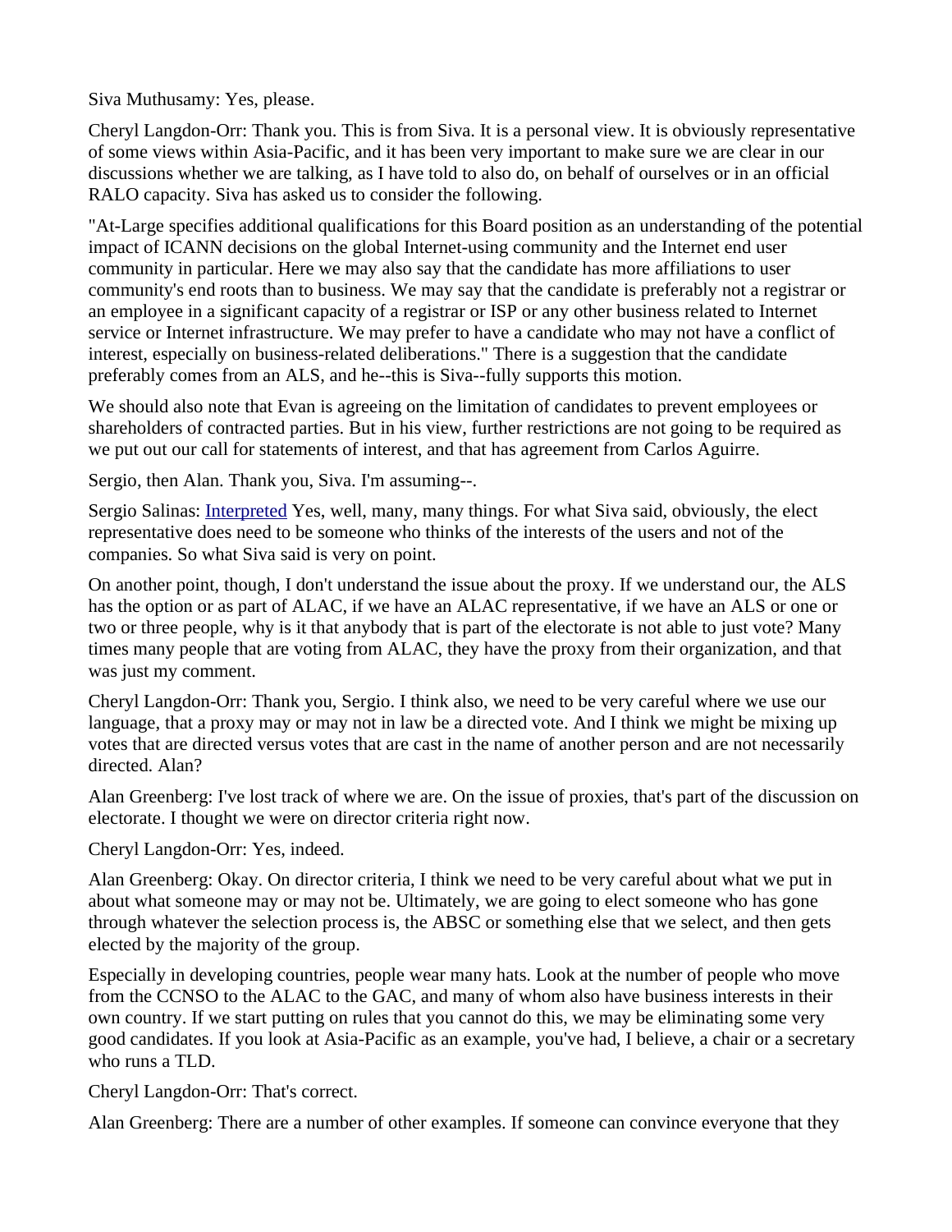Siva Muthusamy: Yes, please.

Cheryl Langdon-Orr: Thank you. This is from Siva. It is a personal view. It is obviously representative of some views within Asia-Pacific, and it has been very important to make sure we are clear in our discussions whether we are talking, as I have told to also do, on behalf of ourselves or in an official RALO capacity. Siva has asked us to consider the following.

"At-Large specifies additional qualifications for this Board position as an understanding of the potential impact of ICANN decisions on the global Internet-using community and the Internet end user community in particular. Here we may also say that the candidate has more affiliations to user community's end roots than to business. We may say that the candidate is preferably not a registrar or an employee in a significant capacity of a registrar or ISP or any other business related to Internet service or Internet infrastructure. We may prefer to have a candidate who may not have a conflict of interest, especially on business-related deliberations." There is a suggestion that the candidate preferably comes from an ALS, and he--this is Siva--fully supports this motion.

We should also note that Evan is agreeing on the limitation of candidates to prevent employees or shareholders of contracted parties. But in his view, further restrictions are not going to be required as we put out our call for statements of interest, and that has agreement from Carlos Aguirre.

Sergio, then Alan. Thank you, Siva. I'm assuming--.

Sergio Salinas: Interpreted Yes, well, many, many things. For what Siva said, obviously, the elect representative does need to be someone who thinks of the interests of the users and not of the companies. So what Siva said is very on point.

On another point, though, I don't understand the issue about the proxy. If we understand our, the ALS has the option or as part of ALAC, if we have an ALAC representative, if we have an ALS or one or two or three people, why is it that anybody that is part of the electorate is not able to just vote? Many times many people that are voting from ALAC, they have the proxy from their organization, and that was just my comment.

Cheryl Langdon-Orr: Thank you, Sergio. I think also, we need to be very careful where we use our language, that a proxy may or may not in law be a directed vote. And I think we might be mixing up votes that are directed versus votes that are cast in the name of another person and are not necessarily directed. Alan?

Alan Greenberg: I've lost track of where we are. On the issue of proxies, that's part of the discussion on electorate. I thought we were on director criteria right now.

Cheryl Langdon-Orr: Yes, indeed.

Alan Greenberg: Okay. On director criteria, I think we need to be very careful about what we put in about what someone may or may not be. Ultimately, we are going to elect someone who has gone through whatever the selection process is, the ABSC or something else that we select, and then gets elected by the majority of the group.

Especially in developing countries, people wear many hats. Look at the number of people who move from the CCNSO to the ALAC to the GAC, and many of whom also have business interests in their own country. If we start putting on rules that you cannot do this, we may be eliminating some very good candidates. If you look at Asia-Pacific as an example, you've had, I believe, a chair or a secretary who runs a TLD.

Cheryl Langdon-Orr: That's correct.

Alan Greenberg: There are a number of other examples. If someone can convince everyone that they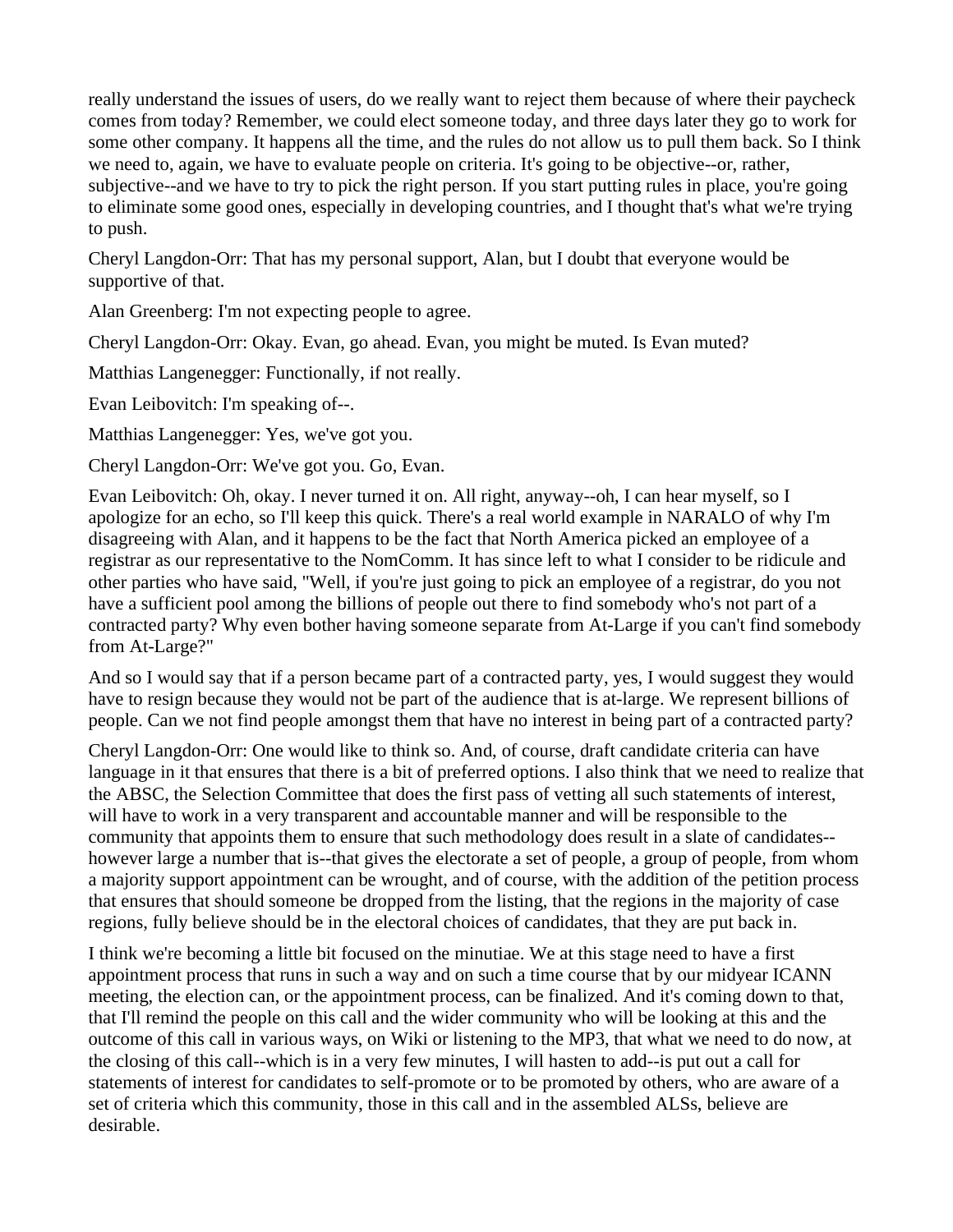really understand the issues of users, do we really want to reject them because of where their paycheck comes from today? Remember, we could elect someone today, and three days later they go to work for some other company. It happens all the time, and the rules do not allow us to pull them back. So I think we need to, again, we have to evaluate people on criteria. It's going to be objective--or, rather, subjective--and we have to try to pick the right person. If you start putting rules in place, you're going to eliminate some good ones, especially in developing countries, and I thought that's what we're trying to push.

Cheryl Langdon-Orr: That has my personal support, Alan, but I doubt that everyone would be supportive of that.

Alan Greenberg: I'm not expecting people to agree.

Cheryl Langdon-Orr: Okay. Evan, go ahead. Evan, you might be muted. Is Evan muted?

Matthias Langenegger: Functionally, if not really.

Evan Leibovitch: I'm speaking of--.

Matthias Langenegger: Yes, we've got you.

Cheryl Langdon-Orr: We've got you. Go, Evan.

Evan Leibovitch: Oh, okay. I never turned it on. All right, anyway--oh, I can hear myself, so I apologize for an echo, so I'll keep this quick. There's a real world example in NARALO of why I'm disagreeing with Alan, and it happens to be the fact that North America picked an employee of a registrar as our representative to the NomComm. It has since left to what I consider to be ridicule and other parties who have said, "Well, if you're just going to pick an employee of a registrar, do you not have a sufficient pool among the billions of people out there to find somebody who's not part of a contracted party? Why even bother having someone separate from At-Large if you can't find somebody from At-Large?"

And so I would say that if a person became part of a contracted party, yes, I would suggest they would have to resign because they would not be part of the audience that is at-large. We represent billions of people. Can we not find people amongst them that have no interest in being part of a contracted party?

Cheryl Langdon-Orr: One would like to think so. And, of course, draft candidate criteria can have language in it that ensures that there is a bit of preferred options. I also think that we need to realize that the ABSC, the Selection Committee that does the first pass of vetting all such statements of interest, will have to work in a very transparent and accountable manner and will be responsible to the community that appoints them to ensure that such methodology does result in a slate of candidates--however large a number that is--that gives the electorate a set of people, a group of people, from whom a majority support appointment can be wrought, and of course, with the addition of the petition process that ensures that should someone be dropped from the listing, that the regions in the majority of case regions, fully believe should be in the electoral choices of candidates, that they are put back in.

I think we're becoming a little bit focused on the minutiae. We at this stage need to have a first appointment process that runs in such a way and on such a time course that by our midyear ICANN meeting, the election can, or the appointment process, can be finalized. And it's coming down to that, that I'll remind the people on this call and the wider community who will be looking at this and the outcome of this call in various ways, on Wiki or listening to the MP3, that what we need to do now, at the closing of this call--which is in a very few minutes, I will hasten to add--is put out a call for statements of interest for candidates to self-promote or to be promoted by others, who are aware of a set of criteria which this community, those in this call and in the assembled ALSs, believe are desirable.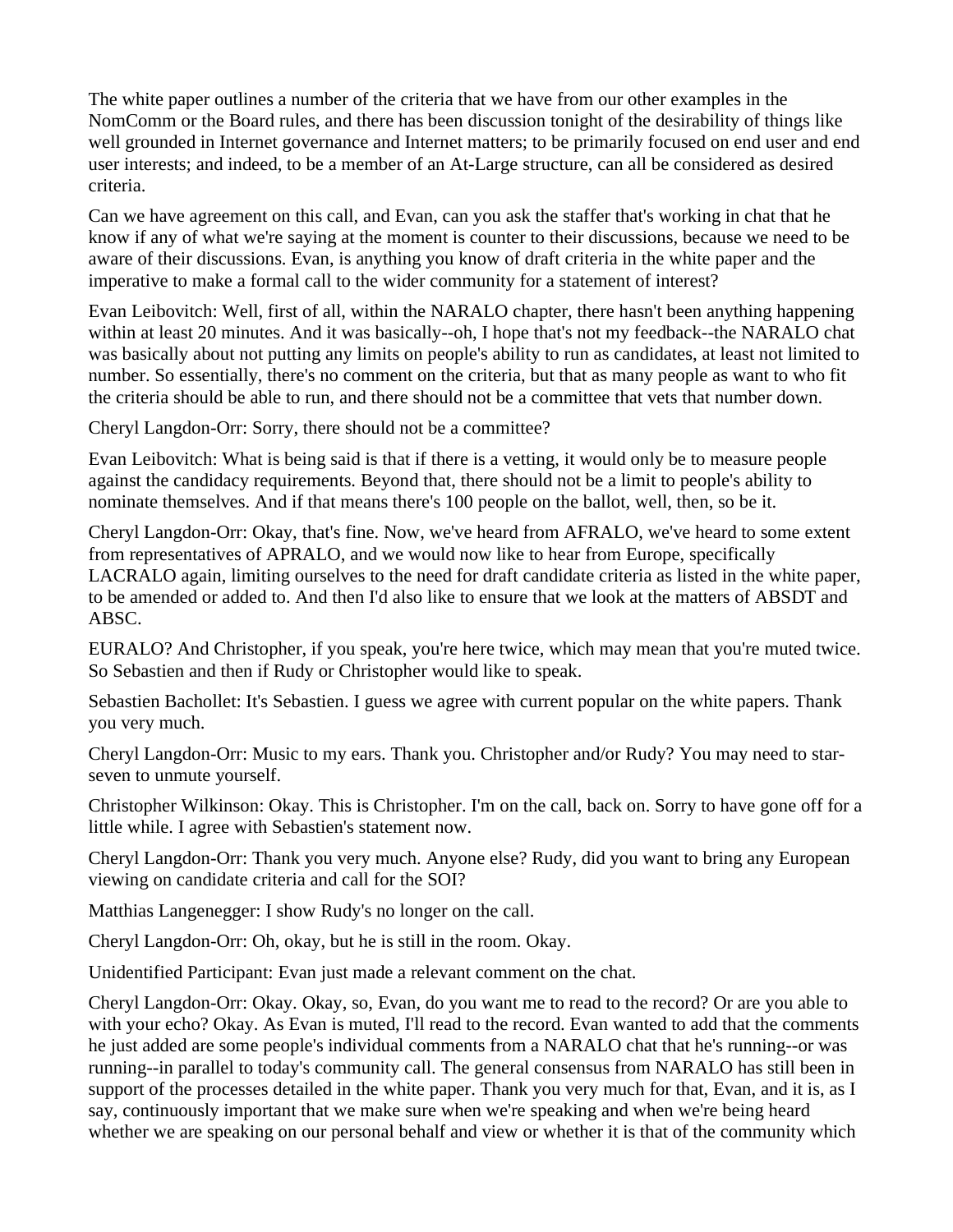The white paper outlines a number of the criteria that we have from our other examples in the NomComm or the Board rules, and there has been discussion tonight of the desirability of things like well grounded in Internet governance and Internet matters; to be primarily focused on end user and end user interests; and indeed, to be a member of an At-Large structure, can all be considered as desired criteria.

Can we have agreement on this call, and Evan, can you ask the staffer that's working in chat that he know if any of what we're saying at the moment is counter to their discussions, because we need to be aware of their discussions. Evan, is anything you know of draft criteria in the white paper and the imperative to make a formal call to the wider community for a statement of interest?

Evan Leibovitch: Well, first of all, within the NARALO chapter, there hasn't been anything happening within at least 20 minutes. And it was basically--oh, I hope that's not my feedback--the NARALO chat was basically about not putting any limits on people's ability to run as candidates, at least not limited to number. So essentially, there's no comment on the criteria, but that as many people as want to who fit the criteria should be able to run, and there should not be a committee that vets that number down.

Cheryl Langdon-Orr: Sorry, there should not be a committee?

Evan Leibovitch: What is being said is that if there is a vetting, it would only be to measure people against the candidacy requirements. Beyond that, there should not be a limit to people's ability to nominate themselves. And if that means there's 100 people on the ballot, well, then, so be it.

Cheryl Langdon-Orr: Okay, that's fine. Now, we've heard from AFRALO, we've heard to some extent from representatives of APRALO, and we would now like to hear from Europe, specifically LACRALO again, limiting ourselves to the need for draft candidate criteria as listed in the white paper, to be amended or added to. And then I'd also like to ensure that we look at the matters of ABSDT and ABSC.

EURALO? And Christopher, if you speak, you're here twice, which may mean that you're muted twice. So Sebastien and then if Rudy or Christopher would like to speak.

Sebastien Bachollet: It's Sebastien. I guess we agree with current popular on the white papers. Thank you very much.

Cheryl Langdon-Orr: Music to my ears. Thank you. Christopher and/or Rudy? You may need to star-seven to unmute yourself.

Christopher Wilkinson: Okay. This is Christopher. I'm on the call, back on. Sorry to have gone off for a little while. I agree with Sebastien's statement now.

Cheryl Langdon-Orr: Thank you very much. Anyone else? Rudy, did you want to bring any European viewing on candidate criteria and call for the SOI?

Matthias Langenegger: I show Rudy's no longer on the call.

Cheryl Langdon-Orr: Oh, okay, but he is still in the room. Okay.

Unidentified Participant: Evan just made a relevant comment on the chat.

Cheryl Langdon-Orr: Okay. Okay, so, Evan, do you want me to read to the record? Or are you able to with your echo? Okay. As Evan is muted, I'll read to the record. Evan wanted to add that the comments he just added are some people's individual comments from a NARALO chat that he's running--or was running--in parallel to today's community call. The general consensus from NARALO has still been in support of the processes detailed in the white paper. Thank you very much for that, Evan, and it is, as I say, continuously important that we make sure when we're speaking and when we're being heard whether we are speaking on our personal behalf and view or whether it is that of the community which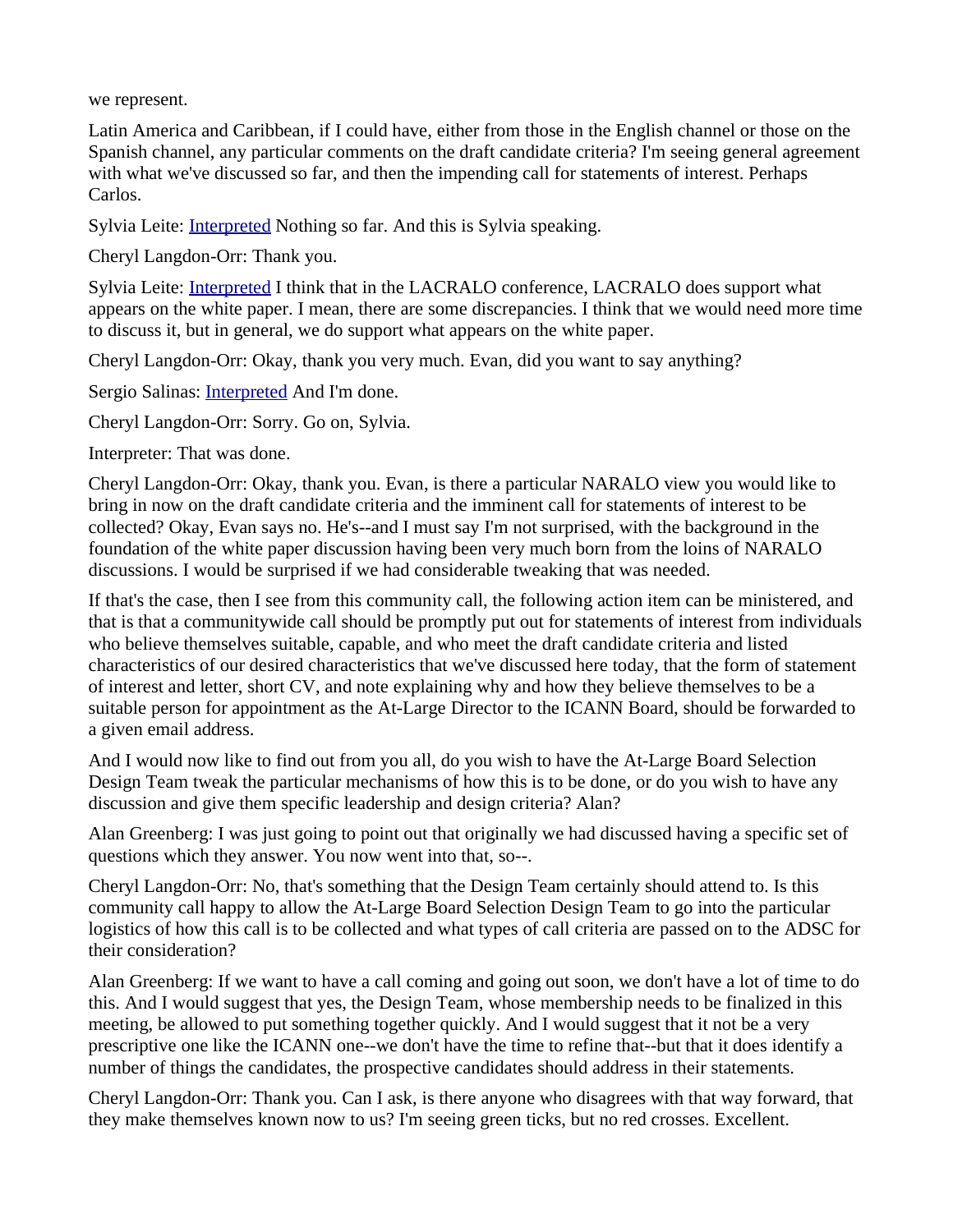we represent.

Latin America and Caribbean, if I could have, either from those in the English channel or those on the Spanish channel, any particular comments on the draft candidate criteria? I'm seeing general agreement with what we've discussed so far, and then the impending call for statements of interest. Perhaps Carlos.

Sylvia Leite: Interpreted Nothing so far. And this is Sylvia speaking.

Cheryl Langdon-Orr: Thank you.

Sylvia Leite: Interpreted I think that in the LACRALO conference, LACRALO does support what appears on the white paper. I mean, there are some discrepancies. I think that we would need more time to discuss it, but in general, we do support what appears on the white paper.

Cheryl Langdon-Orr: Okay, thank you very much. Evan, did you want to say anything?

Sergio Salinas: Interpreted And I'm done.

Cheryl Langdon-Orr: Sorry. Go on, Sylvia.

Interpreter: That was done.

Cheryl Langdon-Orr: Okay, thank you. Evan, is there a particular NARALO view you would like to bring in now on the draft candidate criteria and the imminent call for statements of interest to be collected? Okay, Evan says no. He's--and I must say I'm not surprised, with the background in the foundation of the white paper discussion having been very much born from the loins of NARALO discussions. I would be surprised if we had considerable tweaking that was needed.

If that's the case, then I see from this community call, the following action item can be ministered, and that is that a communitywide call should be promptly put out for statements of interest from individuals who believe themselves suitable, capable, and who meet the draft candidate criteria and listed characteristics of our desired characteristics that we've discussed here today, that the form of statement of interest and letter, short CV, and note explaining why and how they believe themselves to be a suitable person for appointment as the At-Large Director to the ICANN Board, should be forwarded to a given email address.

And I would now like to find out from you all, do you wish to have the At-Large Board Selection Design Team tweak the particular mechanisms of how this is to be done, or do you wish to have any discussion and give them specific leadership and design criteria? Alan?

Alan Greenberg: I was just going to point out that originally we had discussed having a specific set of questions which they answer. You now went into that, so--.

Cheryl Langdon-Orr: No, that's something that the Design Team certainly should attend to. Is this community call happy to allow the At-Large Board Selection Design Team to go into the particular logistics of how this call is to be collected and what types of call criteria are passed on to the ADSC for their consideration?

Alan Greenberg: If we want to have a call coming and going out soon, we don't have a lot of time to do this. And I would suggest that yes, the Design Team, whose membership needs to be finalized in this meeting, be allowed to put something together quickly. And I would suggest that it not be a very prescriptive one like the ICANN one--we don't have the time to refine that--but that it does identify a number of things the candidates, the prospective candidates should address in their statements.

Cheryl Langdon-Orr: Thank you. Can I ask, is there anyone who disagrees with that way forward, that they make themselves known now to us? I'm seeing green ticks, but no red crosses. Excellent.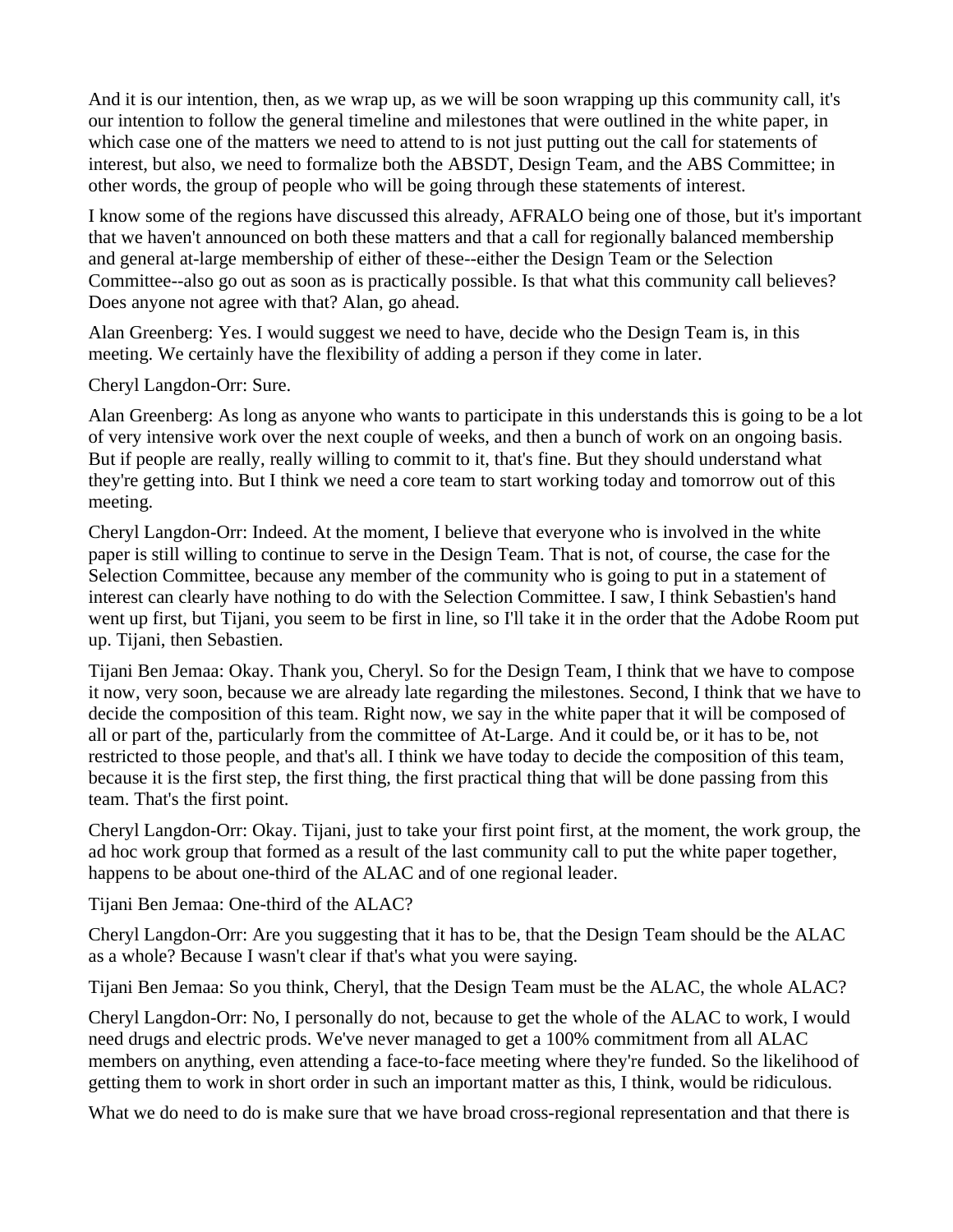And it is our intention, then, as we wrap up, as we will be soon wrapping up this community call, it's our intention to follow the general timeline and milestones that were outlined in the white paper, in which case one of the matters we need to attend to is not just putting out the call for statements of interest, but also, we need to formalize both the ABSDT, Design Team, and the ABS Committee; in other words, the group of people who will be going through these statements of interest.

I know some of the regions have discussed this already, AFRALO being one of those, but it's important that we haven't announced on both these matters and that a call for regionally balanced membership and general at-large membership of either of these--either the Design Team or the Selection Committee--also go out as soon as is practically possible. Is that what this community call believes? Does anyone not agree with that? Alan, go ahead.

Alan Greenberg: Yes. I would suggest we need to have, decide who the Design Team is, in this meeting. We certainly have the flexibility of adding a person if they come in later.

Cheryl Langdon-Orr: Sure.

Alan Greenberg: As long as anyone who wants to participate in this understands this is going to be a lot of very intensive work over the next couple of weeks, and then a bunch of work on an ongoing basis. But if people are really, really willing to commit to it, that's fine. But they should understand what they're getting into. But I think we need a core team to start working today and tomorrow out of this meeting.

Cheryl Langdon-Orr: Indeed. At the moment, I believe that everyone who is involved in the white paper is still willing to continue to serve in the Design Team. That is not, of course, the case for the Selection Committee, because any member of the community who is going to put in a statement of interest can clearly have nothing to do with the Selection Committee. I saw, I think Sebastien's hand went up first, but Tijani, you seem to be first in line, so I'll take it in the order that the Adobe Room put up. Tijani, then Sebastien.

Tijani Ben Jemaa: Okay. Thank you, Cheryl. So for the Design Team, I think that we have to compose it now, very soon, because we are already late regarding the milestones. Second, I think that we have to decide the composition of this team. Right now, we say in the white paper that it will be composed of all or part of the, particularly from the committee of At-Large. And it could be, or it has to be, not restricted to those people, and that's all. I think we have today to decide the composition of this team, because it is the first step, the first thing, the first practical thing that will be done passing from this team. That's the first point.

Cheryl Langdon-Orr: Okay. Tijani, just to take your first point first, at the moment, the work group, the ad hoc work group that formed as a result of the last community call to put the white paper together, happens to be about one-third of the ALAC and of one regional leader.

Tijani Ben Jemaa: One-third of the ALAC?

Cheryl Langdon-Orr: Are you suggesting that it has to be, that the Design Team should be the ALAC as a whole? Because I wasn't clear if that's what you were saying.

Tijani Ben Jemaa: So you think, Cheryl, that the Design Team must be the ALAC, the whole ALAC?

Cheryl Langdon-Orr: No, I personally do not, because to get the whole of the ALAC to work, I would need drugs and electric prods. We've never managed to get a 100% commitment from all ALAC members on anything, even attending a face-to-face meeting where they're funded. So the likelihood of getting them to work in short order in such an important matter as this, I think, would be ridiculous.

What we do need to do is make sure that we have broad cross-regional representation and that there is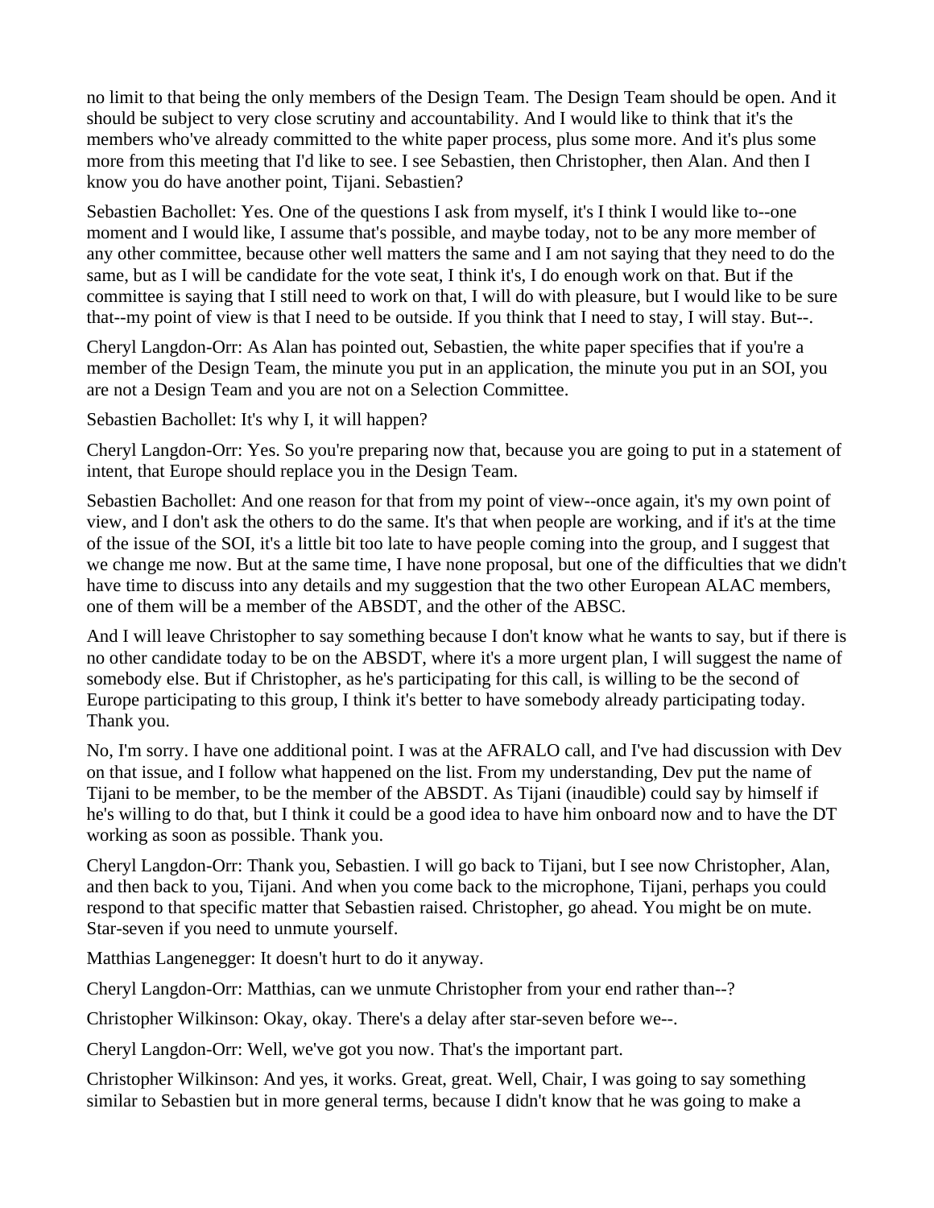no limit to that being the only members of the Design Team. The Design Team should be open. And it should be subject to very close scrutiny and accountability. And I would like to think that it's the members who've already committed to the white paper process, plus some more. And it's plus some more from this meeting that I'd like to see. I see Sebastien, then Christopher, then Alan. And then I know you do have another point, Tijani. Sebastien?

Sebastien Bachollet: Yes. One of the questions I ask from myself, it's I think I would like to--one moment and I would like, I assume that's possible, and maybe today, not to be any more member of any other committee, because other well matters the same and I am not saying that they need to do the same, but as I will be candidate for the vote seat, I think it's, I do enough work on that. But if the committee is saying that I still need to work on that, I will do with pleasure, but I would like to be sure that--my point of view is that I need to be outside. If you think that I need to stay, I will stay. But--.

Cheryl Langdon-Orr: As Alan has pointed out, Sebastien, the white paper specifies that if you're a member of the Design Team, the minute you put in an application, the minute you put in an SOI, you are not a Design Team and you are not on a Selection Committee.

Sebastien Bachollet: It's why I, it will happen?

Cheryl Langdon-Orr: Yes. So you're preparing now that, because you are going to put in a statement of intent, that Europe should replace you in the Design Team.

Sebastien Bachollet: And one reason for that from my point of view--once again, it's my own point of view, and I don't ask the others to do the same. It's that when people are working, and if it's at the time of the issue of the SOI, it's a little bit too late to have people coming into the group, and I suggest that we change me now. But at the same time, I have none proposal, but one of the difficulties that we didn't have time to discuss into any details and my suggestion that the two other European ALAC members, one of them will be a member of the ABSDT, and the other of the ABSC.

And I will leave Christopher to say something because I don't know what he wants to say, but if there is no other candidate today to be on the ABSDT, where it's a more urgent plan, I will suggest the name of somebody else. But if Christopher, as he's participating for this call, is willing to be the second of Europe participating to this group, I think it's better to have somebody already participating today. Thank you.

No, I'm sorry. I have one additional point. I was at the AFRALO call, and I've had discussion with Dev on that issue, and I follow what happened on the list. From my understanding, Dev put the name of Tijani to be member, to be the member of the ABSDT. As Tijani (inaudible) could say by himself if he's willing to do that, but I think it could be a good idea to have him onboard now and to have the DT working as soon as possible. Thank you.

Cheryl Langdon-Orr: Thank you, Sebastien. I will go back to Tijani, but I see now Christopher, Alan, and then back to you, Tijani. And when you come back to the microphone, Tijani, perhaps you could respond to that specific matter that Sebastien raised. Christopher, go ahead. You might be on mute. Star-seven if you need to unmute yourself.

Matthias Langenegger: It doesn't hurt to do it anyway.

Cheryl Langdon-Orr: Matthias, can we unmute Christopher from your end rather than--?

Christopher Wilkinson: Okay, okay. There's a delay after star-seven before we--.

Cheryl Langdon-Orr: Well, we've got you now. That's the important part.

Christopher Wilkinson: And yes, it works. Great, great. Well, Chair, I was going to say something similar to Sebastien but in more general terms, because I didn't know that he was going to make a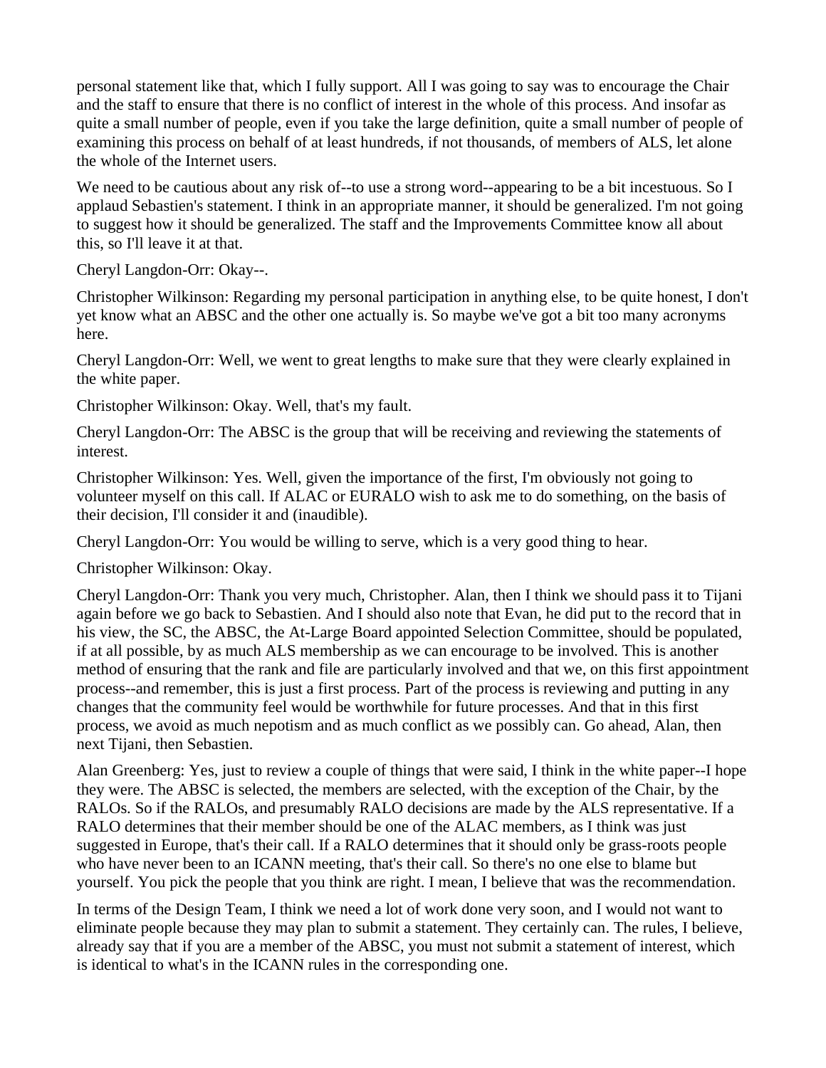personal statement like that, which I fully support. All I was going to say was to encourage the Chair and the staff to ensure that there is no conflict of interest in the whole of this process. And insofar as quite a small number of people, even if you take the large definition, quite a small number of people of examining this process on behalf of at least hundreds, if not thousands, of members of ALS, let alone the whole of the Internet users.

We need to be cautious about any risk of--to use a strong word--appearing to be a bit incestuous. So I applaud Sebastien's statement. I think in an appropriate manner, it should be generalized. I'm not going to suggest how it should be generalized. The staff and the Improvements Committee know all about this, so I'll leave it at that.

Cheryl Langdon-Orr: Okay--.

Christopher Wilkinson: Regarding my personal participation in anything else, to be quite honest, I don't yet know what an ABSC and the other one actually is. So maybe we've got a bit too many acronyms here.

Cheryl Langdon-Orr: Well, we went to great lengths to make sure that they were clearly explained in the white paper.

Christopher Wilkinson: Okay. Well, that's my fault.

Cheryl Langdon-Orr: The ABSC is the group that will be receiving and reviewing the statements of interest.

Christopher Wilkinson: Yes. Well, given the importance of the first, I'm obviously not going to volunteer myself on this call. If ALAC or EURALO wish to ask me to do something, on the basis of their decision, I'll consider it and (inaudible).

Cheryl Langdon-Orr: You would be willing to serve, which is a very good thing to hear.

Christopher Wilkinson: Okay.

Cheryl Langdon-Orr: Thank you very much, Christopher. Alan, then I think we should pass it to Tijani again before we go back to Sebastien. And I should also note that Evan, he did put to the record that in his view, the SC, the ABSC, the At-Large Board appointed Selection Committee, should be populated, if at all possible, by as much ALS membership as we can encourage to be involved. This is another method of ensuring that the rank and file are particularly involved and that we, on this first appointment process--and remember, this is just a first process. Part of the process is reviewing and putting in any changes that the community feel would be worthwhile for future processes. And that in this first process, we avoid as much nepotism and as much conflict as we possibly can. Go ahead, Alan, then next Tijani, then Sebastien.

Alan Greenberg: Yes, just to review a couple of things that were said, I think in the white paper--I hope they were. The ABSC is selected, the members are selected, with the exception of the Chair, by the RALOs. So if the RALOs, and presumably RALO decisions are made by the ALS representative. If a RALO determines that their member should be one of the ALAC members, as I think was just suggested in Europe, that's their call. If a RALO determines that it should only be grass-roots people who have never been to an ICANN meeting, that's their call. So there's no one else to blame but yourself. You pick the people that you think are right. I mean, I believe that was the recommendation.

In terms of the Design Team, I think we need a lot of work done very soon, and I would not want to eliminate people because they may plan to submit a statement. They certainly can. The rules, I believe, already say that if you are a member of the ABSC, you must not submit a statement of interest, which is identical to what's in the ICANN rules in the corresponding one.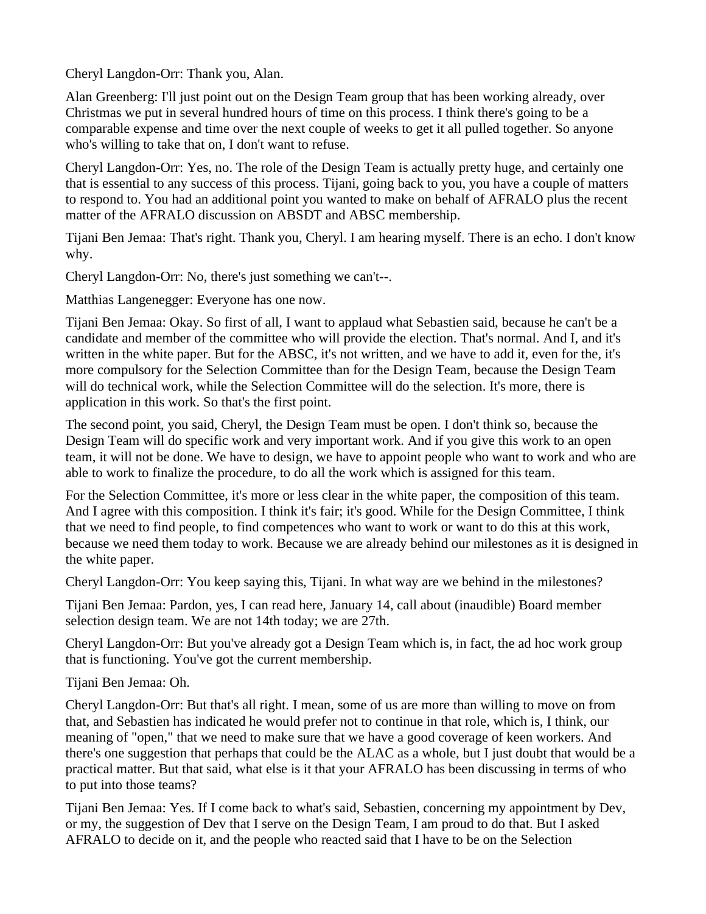Cheryl Langdon-Orr: Thank you, Alan.

Alan Greenberg: I'll just point out on the Design Team group that has been working already, over Christmas we put in several hundred hours of time on this process. I think there's going to be a comparable expense and time over the next couple of weeks to get it all pulled together. So anyone who's willing to take that on, I don't want to refuse.

Cheryl Langdon-Orr: Yes, no. The role of the Design Team is actually pretty huge, and certainly one that is essential to any success of this process. Tijani, going back to you, you have a couple of matters to respond to. You had an additional point you wanted to make on behalf of AFRALO plus the recent matter of the AFRALO discussion on ABSDT and ABSC membership.

Tijani Ben Jemaa: That's right. Thank you, Cheryl. I am hearing myself. There is an echo. I don't know why.

Cheryl Langdon-Orr: No, there's just something we can't--.

Matthias Langenegger: Everyone has one now.

Tijani Ben Jemaa: Okay. So first of all, I want to applaud what Sebastien said, because he can't be a candidate and member of the committee who will provide the election. That's normal. And I, and it's written in the white paper. But for the ABSC, it's not written, and we have to add it, even for the, it's more compulsory for the Selection Committee than for the Design Team, because the Design Team will do technical work, while the Selection Committee will do the selection. It's more, there is application in this work. So that's the first point.

The second point, you said, Cheryl, the Design Team must be open. I don't think so, because the Design Team will do specific work and very important work. And if you give this work to an open team, it will not be done. We have to design, we have to appoint people who want to work and who are able to work to finalize the procedure, to do all the work which is assigned for this team.

For the Selection Committee, it's more or less clear in the white paper, the composition of this team. And I agree with this composition. I think it's fair; it's good. While for the Design Committee, I think that we need to find people, to find competences who want to work or want to do this at this work, because we need them today to work. Because we are already behind our milestones as it is designed in the white paper.

Cheryl Langdon-Orr: You keep saying this, Tijani. In what way are we behind in the milestones?

Tijani Ben Jemaa: Pardon, yes, I can read here, January 14, call about (inaudible) Board member selection design team. We are not 14th today; we are 27th.

Cheryl Langdon-Orr: But you've already got a Design Team which is, in fact, the ad hoc work group that is functioning. You've got the current membership.

Tijani Ben Jemaa: Oh.

Cheryl Langdon-Orr: But that's all right. I mean, some of us are more than willing to move on from that, and Sebastien has indicated he would prefer not to continue in that role, which is, I think, our meaning of "open," that we need to make sure that we have a good coverage of keen workers. And there's one suggestion that perhaps that could be the ALAC as a whole, but I just doubt that would be a practical matter. But that said, what else is it that your AFRALO has been discussing in terms of who to put into those teams?

Tijani Ben Jemaa: Yes. If I come back to what's said, Sebastien, concerning my appointment by Dev, or my, the suggestion of Dev that I serve on the Design Team, I am proud to do that. But I asked AFRALO to decide on it, and the people who reacted said that I have to be on the Selection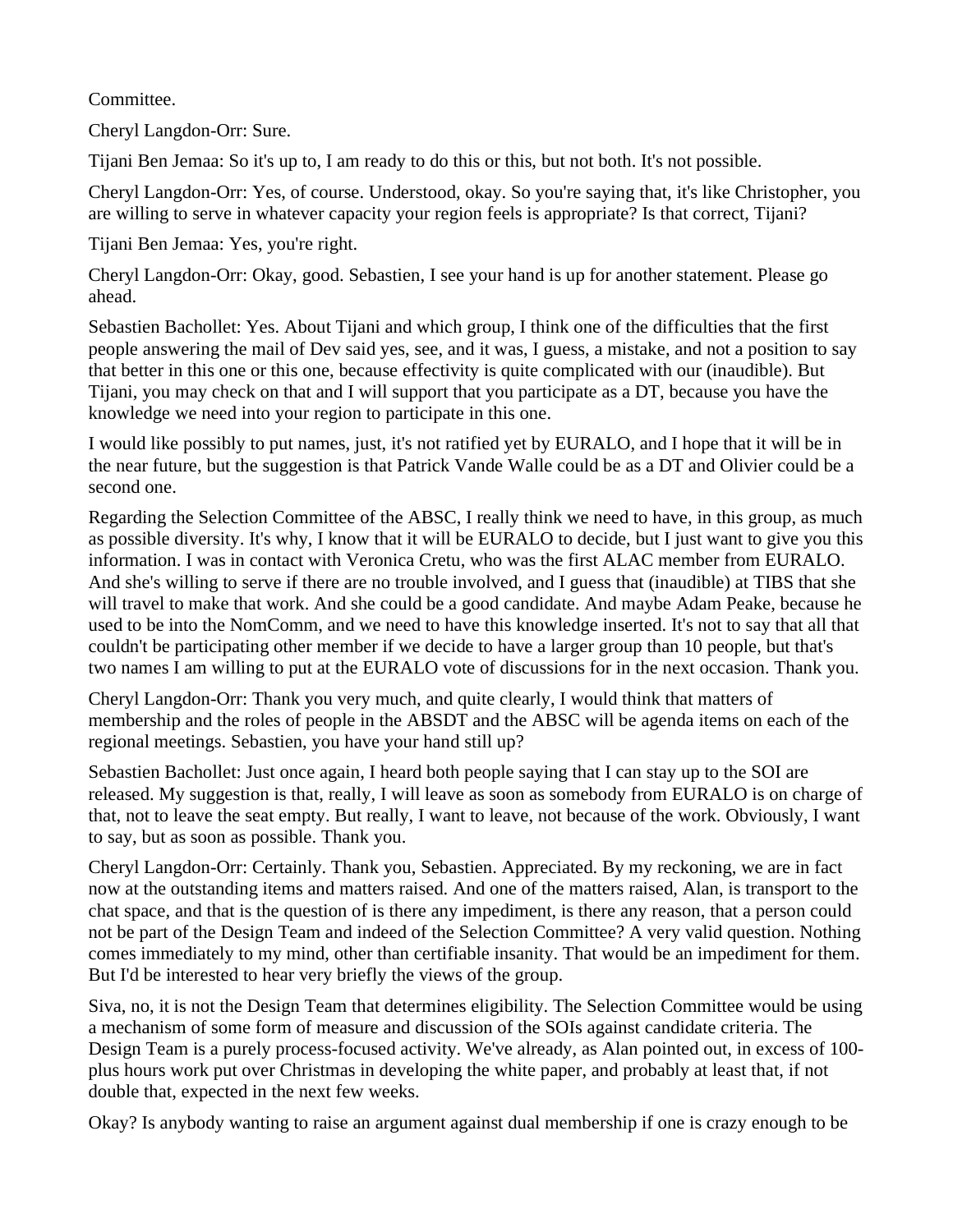Committee.

Cheryl Langdon-Orr: Sure.

Tijani Ben Jemaa: So it's up to, I am ready to do this or this, but not both. It's not possible.

Cheryl Langdon-Orr: Yes, of course. Understood, okay. So you're saying that, it's like Christopher, you are willing to serve in whatever capacity your region feels is appropriate? Is that correct, Tijani?

Tijani Ben Jemaa: Yes, you're right.

Cheryl Langdon-Orr: Okay, good. Sebastien, I see your hand is up for another statement. Please go ahead.

Sebastien Bachollet: Yes. About Tijani and which group, I think one of the difficulties that the first people answering the mail of Dev said yes, see, and it was, I guess, a mistake, and not a position to say that better in this one or this one, because effectivity is quite complicated with our (inaudible). But Tijani, you may check on that and I will support that you participate as a DT, because you have the knowledge we need into your region to participate in this one.

I would like possibly to put names, just, it's not ratified yet by EURALO, and I hope that it will be in the near future, but the suggestion is that Patrick Vande Walle could be as a DT and Olivier could be a second one.

Regarding the Selection Committee of the ABSC, I really think we need to have, in this group, as much as possible diversity. It's why, I know that it will be EURALO to decide, but I just want to give you this information. I was in contact with Veronica Cretu, who was the first ALAC member from EURALO. And she's willing to serve if there are no trouble involved, and I guess that (inaudible) at TIBS that she will travel to make that work. And she could be a good candidate. And maybe Adam Peake, because he used to be into the NomComm, and we need to have this knowledge inserted. It's not to say that all that couldn't be participating other member if we decide to have a larger group than 10 people, but that's two names I am willing to put at the EURALO vote of discussions for in the next occasion. Thank you.

Cheryl Langdon-Orr: Thank you very much, and quite clearly, I would think that matters of membership and the roles of people in the ABSDT and the ABSC will be agenda items on each of the regional meetings. Sebastien, you have your hand still up?

Sebastien Bachollet: Just once again, I heard both people saying that I can stay up to the SOI are released. My suggestion is that, really, I will leave as soon as somebody from EURALO is on charge of that, not to leave the seat empty. But really, I want to leave, not because of the work. Obviously, I want to say, but as soon as possible. Thank you.

Cheryl Langdon-Orr: Certainly. Thank you, Sebastien. Appreciated. By my reckoning, we are in fact now at the outstanding items and matters raised. And one of the matters raised, Alan, is transport to the chat space, and that is the question of is there any impediment, is there any reason, that a person could not be part of the Design Team and indeed of the Selection Committee? A very valid question. Nothing comes immediately to my mind, other than certifiable insanity. That would be an impediment for them. But I'd be interested to hear very briefly the views of the group.

Siva, no, it is not the Design Team that determines eligibility. The Selection Committee would be using a mechanism of some form of measure and discussion of the SOIs against candidate criteria. The Design Team is a purely process-focused activity. We've already, as Alan pointed out, in excess of 100-plus hours work put over Christmas in developing the white paper, and probably at least that, if not double that, expected in the next few weeks.

Okay? Is anybody wanting to raise an argument against dual membership if one is crazy enough to be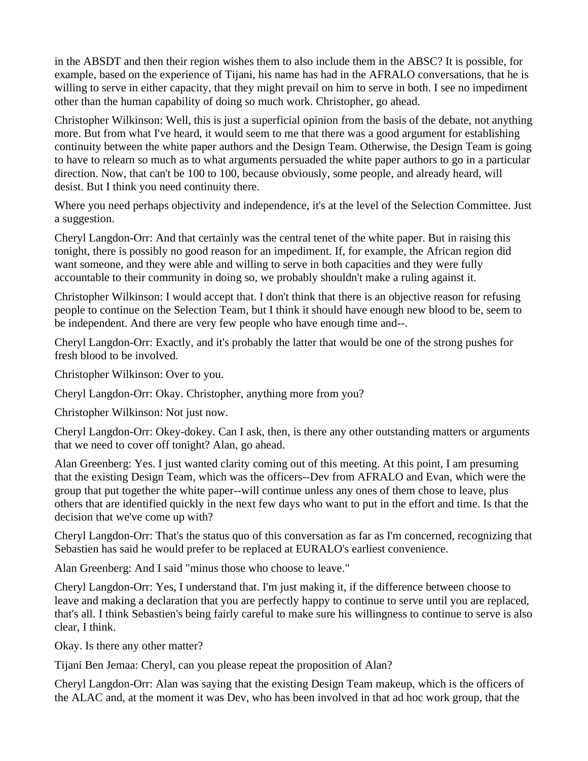in the ABSDT and then their region wishes them to also include them in the ABSC? It is possible, for example, based on the experience of Tijani, his name has had in the AFRALO conversations, that he is willing to serve in either capacity, that they might prevail on him to serve in both. I see no impediment other than the human capability of doing so much work. Christopher, go ahead.

Christopher Wilkinson: Well, this is just a superficial opinion from the basis of the debate, not anything more. But from what I've heard, it would seem to me that there was a good argument for establishing continuity between the white paper authors and the Design Team. Otherwise, the Design Team is going to have to relearn so much as to what arguments persuaded the white paper authors to go in a particular direction. Now, that can't be 100 to 100, because obviously, some people, and already heard, will desist. But I think you need continuity there.

Where you need perhaps objectivity and independence, it's at the level of the Selection Committee. Just a suggestion.

Cheryl Langdon-Orr: And that certainly was the central tenet of the white paper. But in raising this tonight, there is possibly no good reason for an impediment. If, for example, the African region did want someone, and they were able and willing to serve in both capacities and they were fully accountable to their community in doing so, we probably shouldn't make a ruling against it.

Christopher Wilkinson: I would accept that. I don't think that there is an objective reason for refusing people to continue on the Selection Team, but I think it should have enough new blood to be, seem to be independent. And there are very few people who have enough time and--.

Cheryl Langdon-Orr: Exactly, and it's probably the latter that would be one of the strong pushes for fresh blood to be involved.

Christopher Wilkinson: Over to you.

Cheryl Langdon-Orr: Okay. Christopher, anything more from you?

Christopher Wilkinson: Not just now.

Cheryl Langdon-Orr: Okey-dokey. Can I ask, then, is there any other outstanding matters or arguments that we need to cover off tonight? Alan, go ahead.

Alan Greenberg: Yes. I just wanted clarity coming out of this meeting. At this point, I am presuming that the existing Design Team, which was the officers--Dev from AFRALO and Evan, which were the group that put together the white paper--will continue unless any ones of them chose to leave, plus others that are identified quickly in the next few days who want to put in the effort and time. Is that the decision that we've come up with?

Cheryl Langdon-Orr: That's the status quo of this conversation as far as I'm concerned, recognizing that Sebastien has said he would prefer to be replaced at EURALO's earliest convenience.

Alan Greenberg: And I said "minus those who choose to leave."

Cheryl Langdon-Orr: Yes, I understand that. I'm just making it, if the difference between choose to leave and making a declaration that you are perfectly happy to continue to serve until you are replaced, that's all. I think Sebastien's being fairly careful to make sure his willingness to continue to serve is also clear, I think.

Okay. Is there any other matter?

Tijani Ben Jemaa: Cheryl, can you please repeat the proposition of Alan?

Cheryl Langdon-Orr: Alan was saying that the existing Design Team makeup, which is the officers of the ALAC and, at the moment it was Dev, who has been involved in that ad hoc work group, that the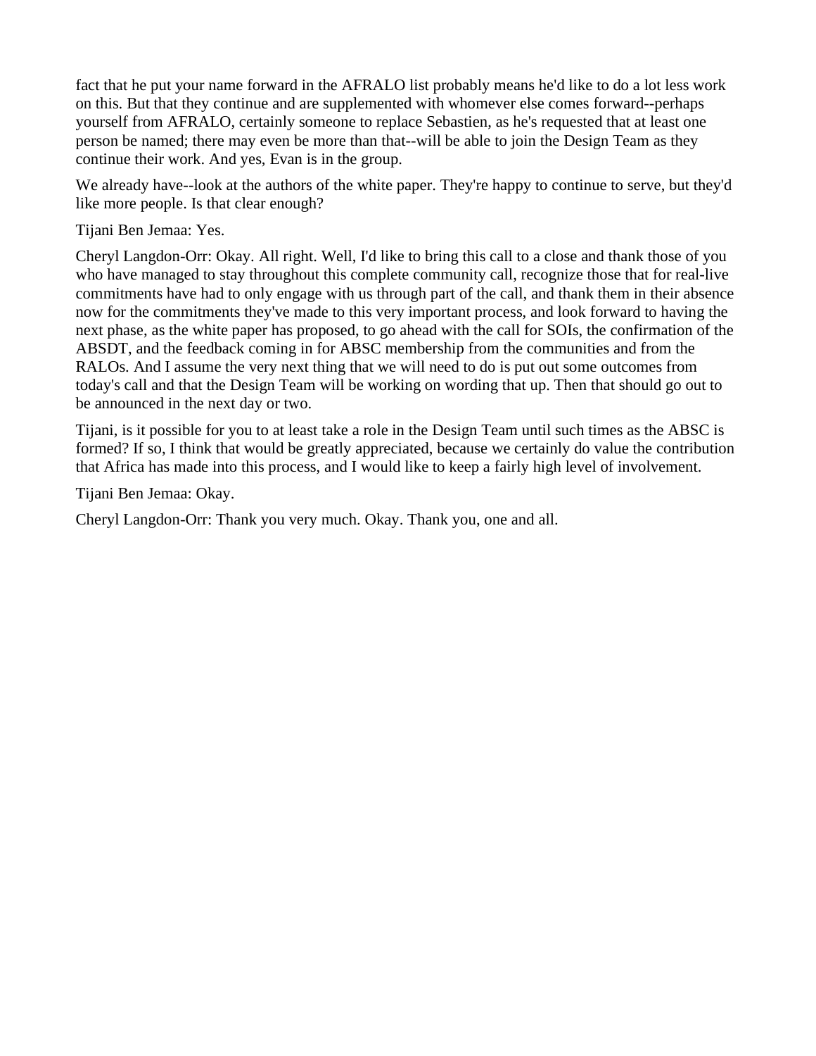fact that he put your name forward in the AFRALO list probably means he'd like to do a lot less work on this. But that they continue and are supplemented with whomever else comes forward--perhaps yourself from AFRALO, certainly someone to replace Sebastien, as he's requested that at least one person be named; there may even be more than that--will be able to join the Design Team as they continue their work. And yes, Evan is in the group.

We already have--look at the authors of the white paper. They're happy to continue to serve, but they'd like more people. Is that clear enough?

Tijani Ben Jemaa: Yes.

Cheryl Langdon-Orr: Okay. All right. Well, I'd like to bring this call to a close and thank those of you who have managed to stay throughout this complete community call, recognize those that for real-live commitments have had to only engage with us through part of the call, and thank them in their absence now for the commitments they've made to this very important process, and look forward to having the next phase, as the white paper has proposed, to go ahead with the call for SOIs, the confirmation of the ABSDT, and the feedback coming in for ABSC membership from the communities and from the RALOs. And I assume the very next thing that we will need to do is put out some outcomes from today's call and that the Design Team will be working on wording that up. Then that should go out to be announced in the next day or two.

Tijani, is it possible for you to at least take a role in the Design Team until such times as the ABSC is formed? If so, I think that would be greatly appreciated, because we certainly do value the contribution that Africa has made into this process, and I would like to keep a fairly high level of involvement.

Tijani Ben Jemaa: Okay.

Cheryl Langdon-Orr: Thank you very much. Okay. Thank you, one and all.